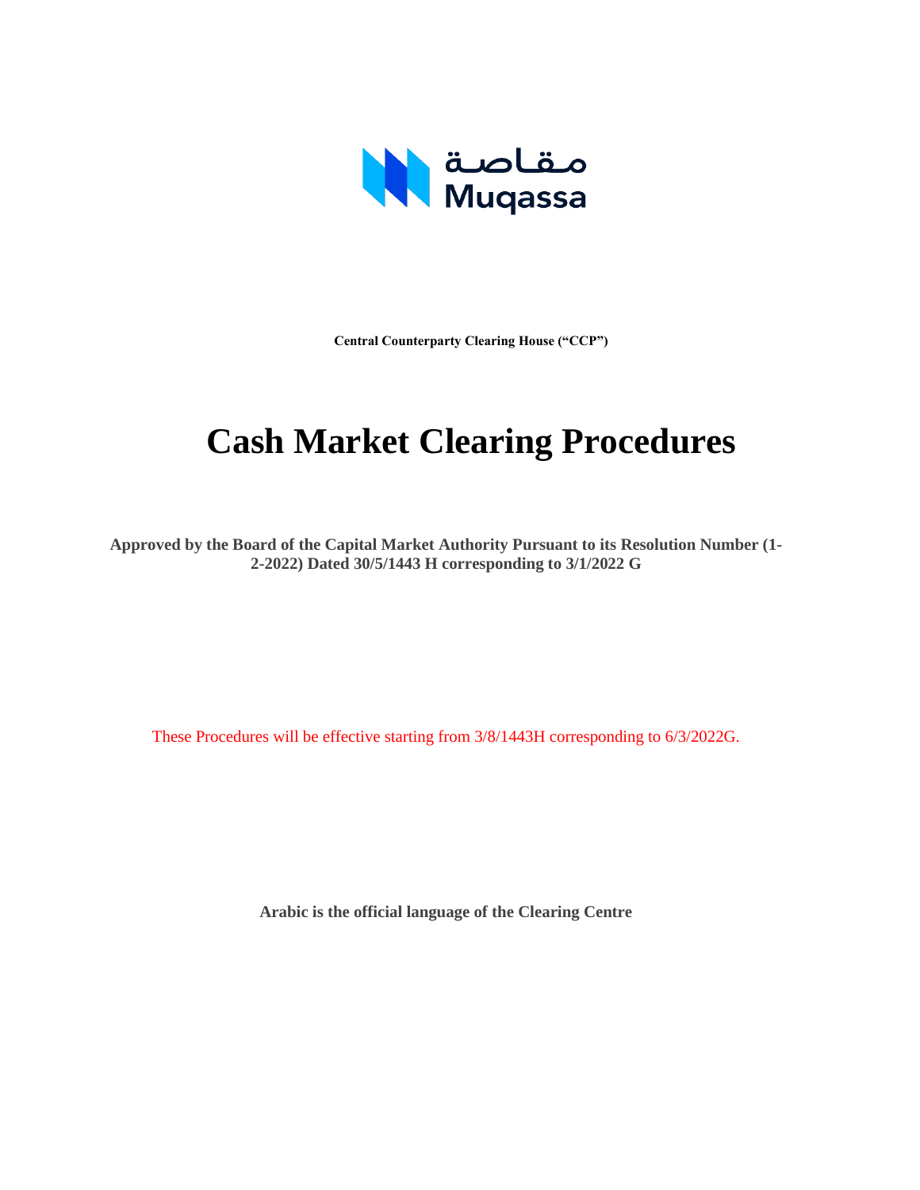مقاصة
Muqassa

**Central Counterparty Clearing House ("CCP")**

# Cash Market Clearing Procedures

**Approved by the Board of the Capital Market Authority Pursuant to its Resolution Number (1-2-2022) Dated 30/5/1443 H corresponding to 3/1/2022 G**

These Procedures will be effective starting from 3/8/1443H corresponding to 6/3/2022G.

**Arabic is the official language of the Clearing Centre**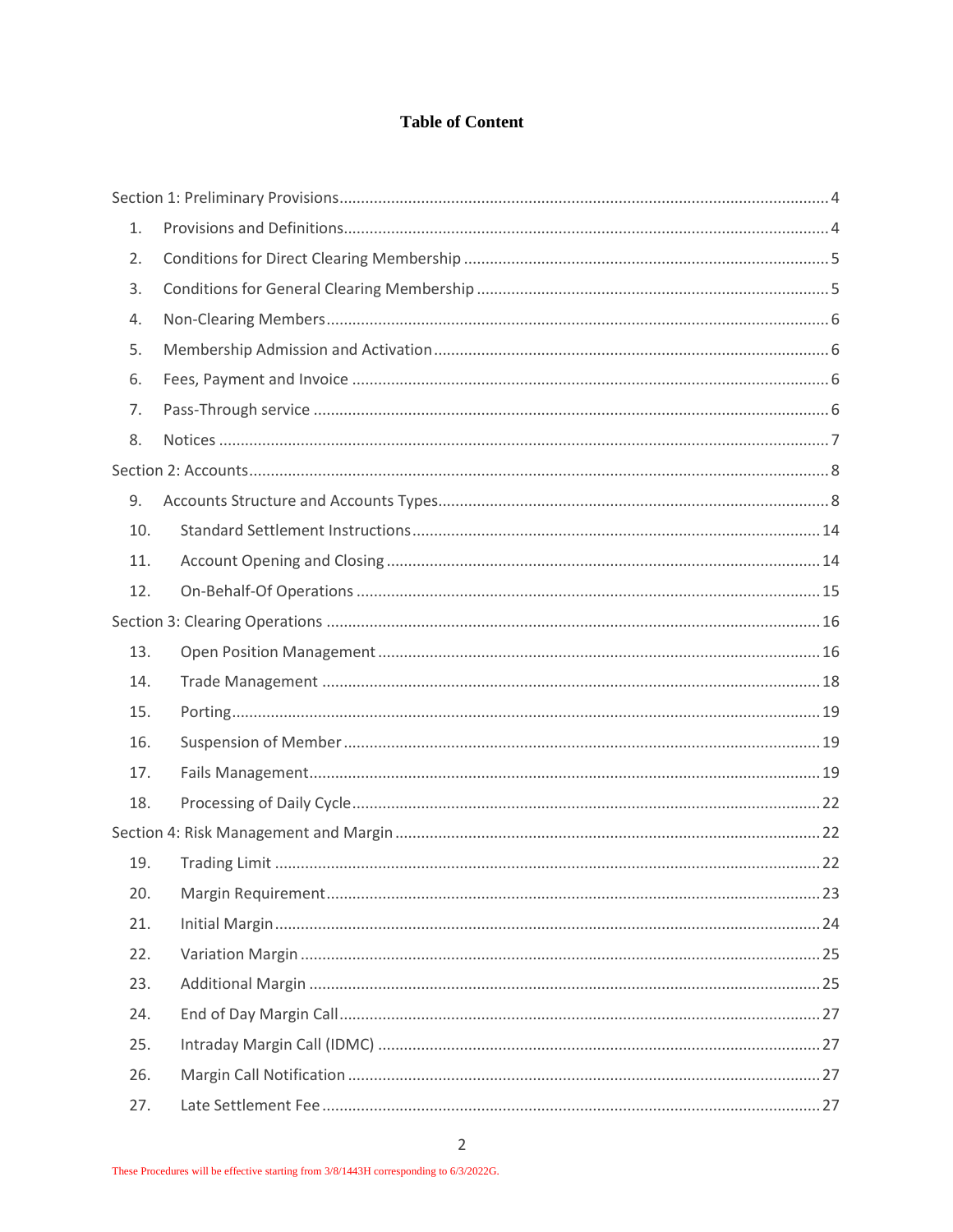## Table of Content

- Section 1: Preliminary Provisions ..... 4
  1. Provisions and Definitions ..... 4
  2. Conditions for Direct Clearing Membership ..... 5
  3. Conditions for General Clearing Membership ..... 5
  4. Non-Clearing Members ..... 6
  5. Membership Admission and Activation ..... 6
  6. Fees, Payment and Invoice ..... 6
  7. Pass-Through service ..... 6
  8. Notices ..... 7
- Section 2: Accounts ..... 8
  9. Accounts Structure and Accounts Types ..... 8
  10. Standard Settlement Instructions ..... 14
  11. Account Opening and Closing ..... 14
  12. On-Behalf-Of Operations ..... 15
- Section 3: Clearing Operations ..... 16
  13. Open Position Management ..... 16
  14. Trade Management ..... 18
  15. Porting ..... 19
  16. Suspension of Member ..... 19
  17. Fails Management ..... 19
  18. Processing of Daily Cycle ..... 22
- Section 4: Risk Management and Margin ..... 22
  19. Trading Limit ..... 22
  20. Margin Requirement ..... 23
  21. Initial Margin ..... 24
  22. Variation Margin ..... 25
  23. Additional Margin ..... 25
  24. End of Day Margin Call ..... 27
  25. Intraday Margin Call (IDMC) ..... 27
  26. Margin Call Notification ..... 27
  27. Late Settlement Fee ..... 27

These Procedures will be effective starting from 3/8/1443H corresponding to 6/3/2022G.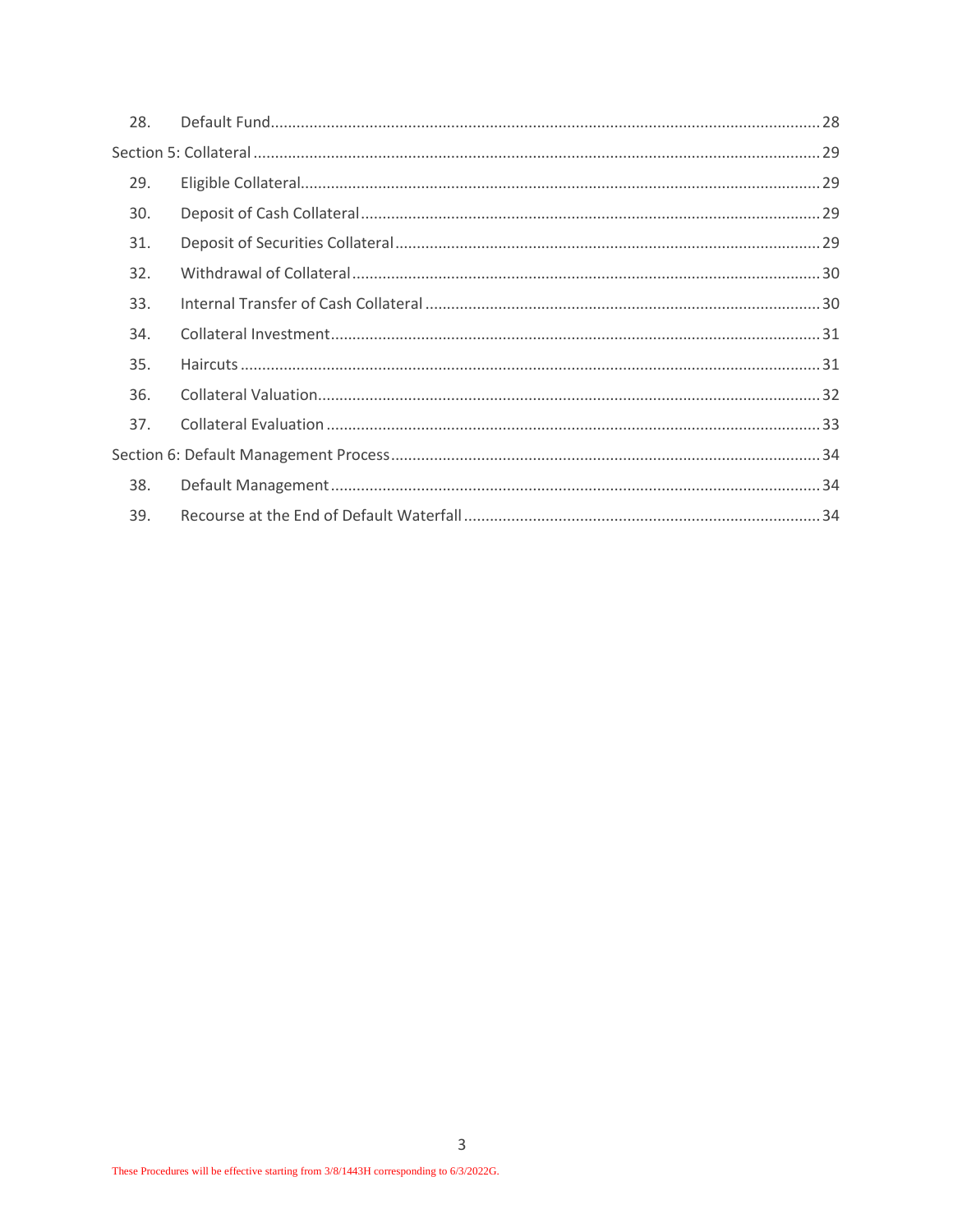| | | |
|---|---|---|
| 28. | Default Fund | 28 |
| Section 5: Collateral | | 29 |
| 29. | Eligible Collateral | 29 |
| 30. | Deposit of Cash Collateral | 29 |
| 31. | Deposit of Securities Collateral | 29 |
| 32. | Withdrawal of Collateral | 30 |
| 33. | Internal Transfer of Cash Collateral | 30 |
| 34. | Collateral Investment | 31 |
| 35. | Haircuts | 31 |
| 36. | Collateral Valuation | 32 |
| 37. | Collateral Evaluation | 33 |
| Section 6: Default Management Process | | 34 |
| 38. | Default Management | 34 |
| 39. | Recourse at the End of Default Waterfall | 34 |

These Procedures will be effective starting from 3/8/1443H corresponding to 6/3/2022G.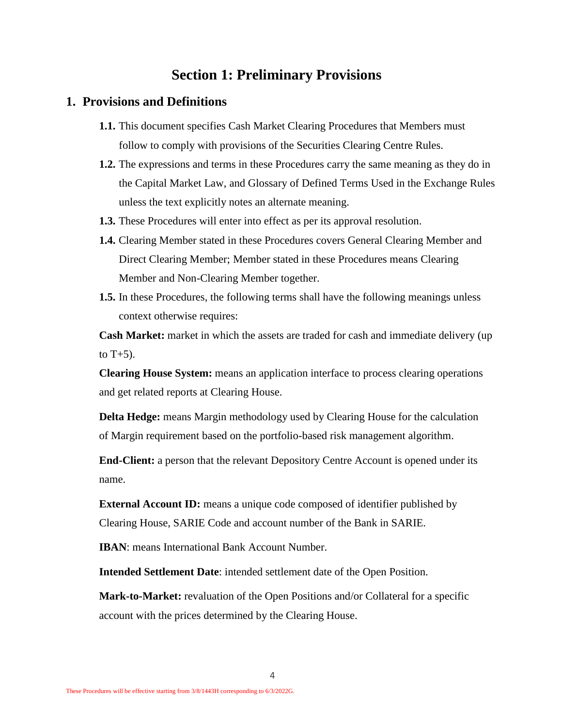# Section 1: Preliminary Provisions

## 1. Provisions and Definitions

**1.1.** This document specifies Cash Market Clearing Procedures that Members must follow to comply with provisions of the Securities Clearing Centre Rules.

**1.2.** The expressions and terms in these Procedures carry the same meaning as they do in the Capital Market Law, and Glossary of Defined Terms Used in the Exchange Rules unless the text explicitly notes an alternate meaning.

**1.3.** These Procedures will enter into effect as per its approval resolution.

**1.4.** Clearing Member stated in these Procedures covers General Clearing Member and Direct Clearing Member; Member stated in these Procedures means Clearing Member and Non-Clearing Member together.

**1.5.** In these Procedures, the following terms shall have the following meanings unless context otherwise requires:

**Cash Market:** market in which the assets are traded for cash and immediate delivery (up to T+5).

**Clearing House System:** means an application interface to process clearing operations and get related reports at Clearing House.

**Delta Hedge:** means Margin methodology used by Clearing House for the calculation of Margin requirement based on the portfolio-based risk management algorithm.

**End-Client:** a person that the relevant Depository Centre Account is opened under its name.

**External Account ID:** means a unique code composed of identifier published by Clearing House, SARIE Code and account number of the Bank in SARIE.

**IBAN**: means International Bank Account Number.

**Intended Settlement Date**: intended settlement date of the Open Position.

**Mark-to-Market:** revaluation of the Open Positions and/or Collateral for a specific account with the prices determined by the Clearing House.

These Procedures will be effective starting from 3/8/1443H corresponding to 6/3/2022G.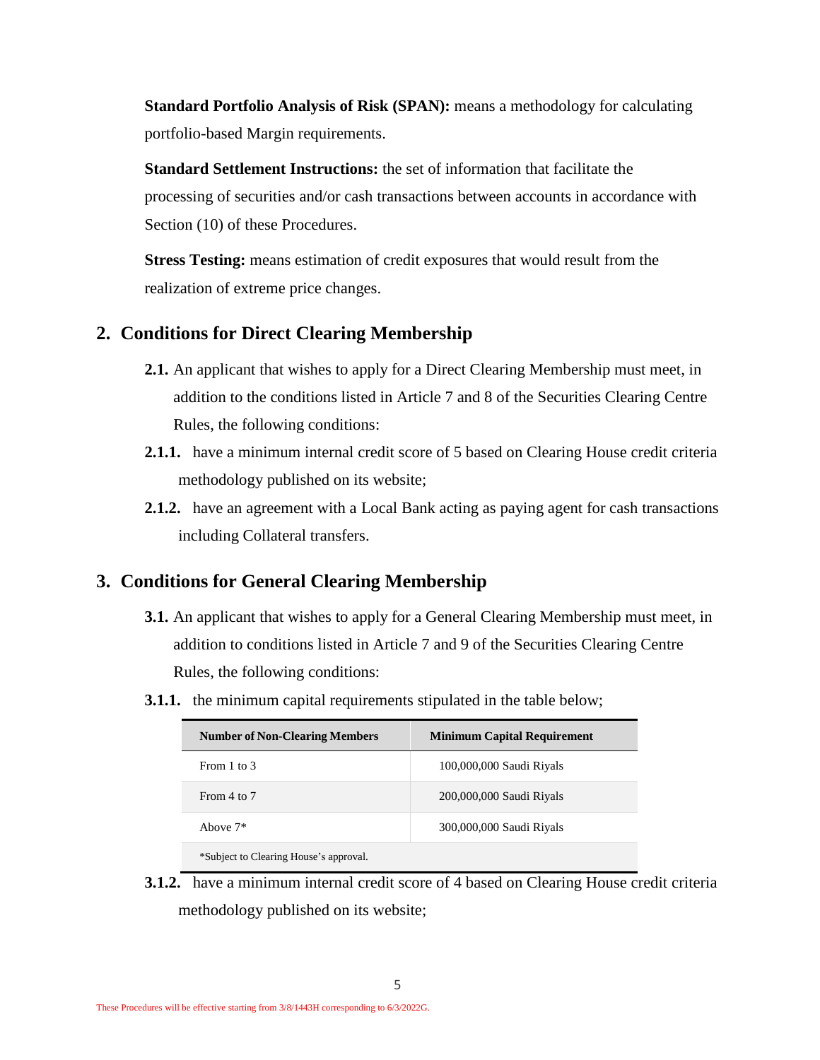**Standard Portfolio Analysis of Risk (SPAN):** means a methodology for calculating portfolio-based Margin requirements.

**Standard Settlement Instructions:** the set of information that facilitate the processing of securities and/or cash transactions between accounts in accordance with Section (10) of these Procedures.

**Stress Testing:** means estimation of credit exposures that would result from the realization of extreme price changes.

## 2. Conditions for Direct Clearing Membership

**2.1.** An applicant that wishes to apply for a Direct Clearing Membership must meet, in addition to the conditions listed in Article 7 and 8 of the Securities Clearing Centre Rules, the following conditions:

**2.1.1.** have a minimum internal credit score of 5 based on Clearing House credit criteria methodology published on its website;

**2.1.2.** have an agreement with a Local Bank acting as paying agent for cash transactions including Collateral transfers.

## 3. Conditions for General Clearing Membership

**3.1.** An applicant that wishes to apply for a General Clearing Membership must meet, in addition to conditions listed in Article 7 and 9 of the Securities Clearing Centre Rules, the following conditions:

**3.1.1.** the minimum capital requirements stipulated in the table below;

| Number of Non-Clearing Members | Minimum Capital Requirement |
|---|---|
| From 1 to 3 | 100,000,000 Saudi Riyals |
| From 4 to 7 | 200,000,000 Saudi Riyals |
| Above 7* | 300,000,000 Saudi Riyals |
| *Subject to Clearing House's approval. | |

**3.1.2.** have a minimum internal credit score of 4 based on Clearing House credit criteria methodology published on its website;

These Procedures will be effective starting from 3/8/1443H corresponding to 6/3/2022G.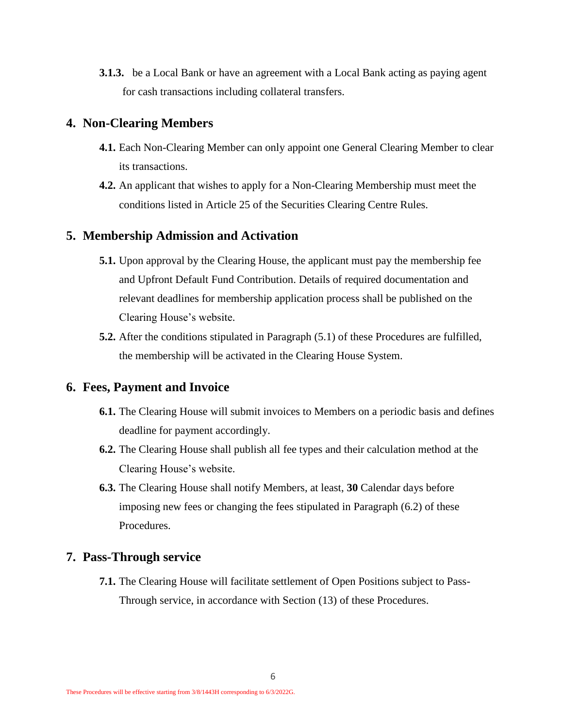**3.1.3.** be a Local Bank or have an agreement with a Local Bank acting as paying agent for cash transactions including collateral transfers.

## 4. Non-Clearing Members

**4.1.** Each Non-Clearing Member can only appoint one General Clearing Member to clear its transactions.

**4.2.** An applicant that wishes to apply for a Non-Clearing Membership must meet the conditions listed in Article 25 of the Securities Clearing Centre Rules.

## 5. Membership Admission and Activation

**5.1.** Upon approval by the Clearing House, the applicant must pay the membership fee and Upfront Default Fund Contribution. Details of required documentation and relevant deadlines for membership application process shall be published on the Clearing House's website.

**5.2.** After the conditions stipulated in Paragraph (5.1) of these Procedures are fulfilled, the membership will be activated in the Clearing House System.

## 6. Fees, Payment and Invoice

**6.1.** The Clearing House will submit invoices to Members on a periodic basis and defines deadline for payment accordingly.

**6.2.** The Clearing House shall publish all fee types and their calculation method at the Clearing House's website.

**6.3.** The Clearing House shall notify Members, at least, **30** Calendar days before imposing new fees or changing the fees stipulated in Paragraph (6.2) of these Procedures.

## 7. Pass-Through service

**7.1.** The Clearing House will facilitate settlement of Open Positions subject to Pass-Through service, in accordance with Section (13) of these Procedures.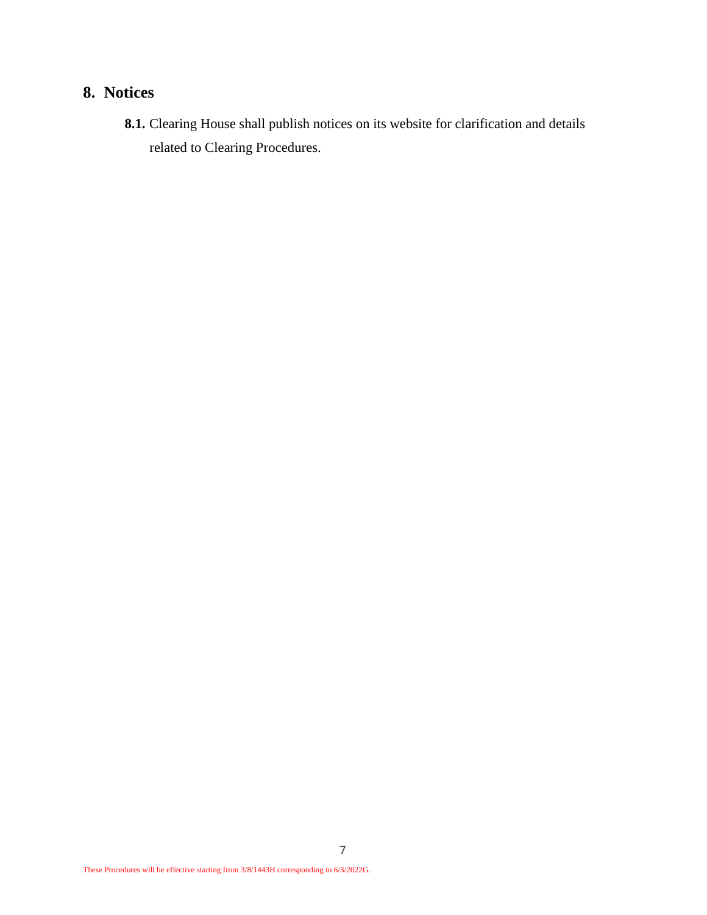## 8. Notices

**8.1.** Clearing House shall publish notices on its website for clarification and details related to Clearing Procedures.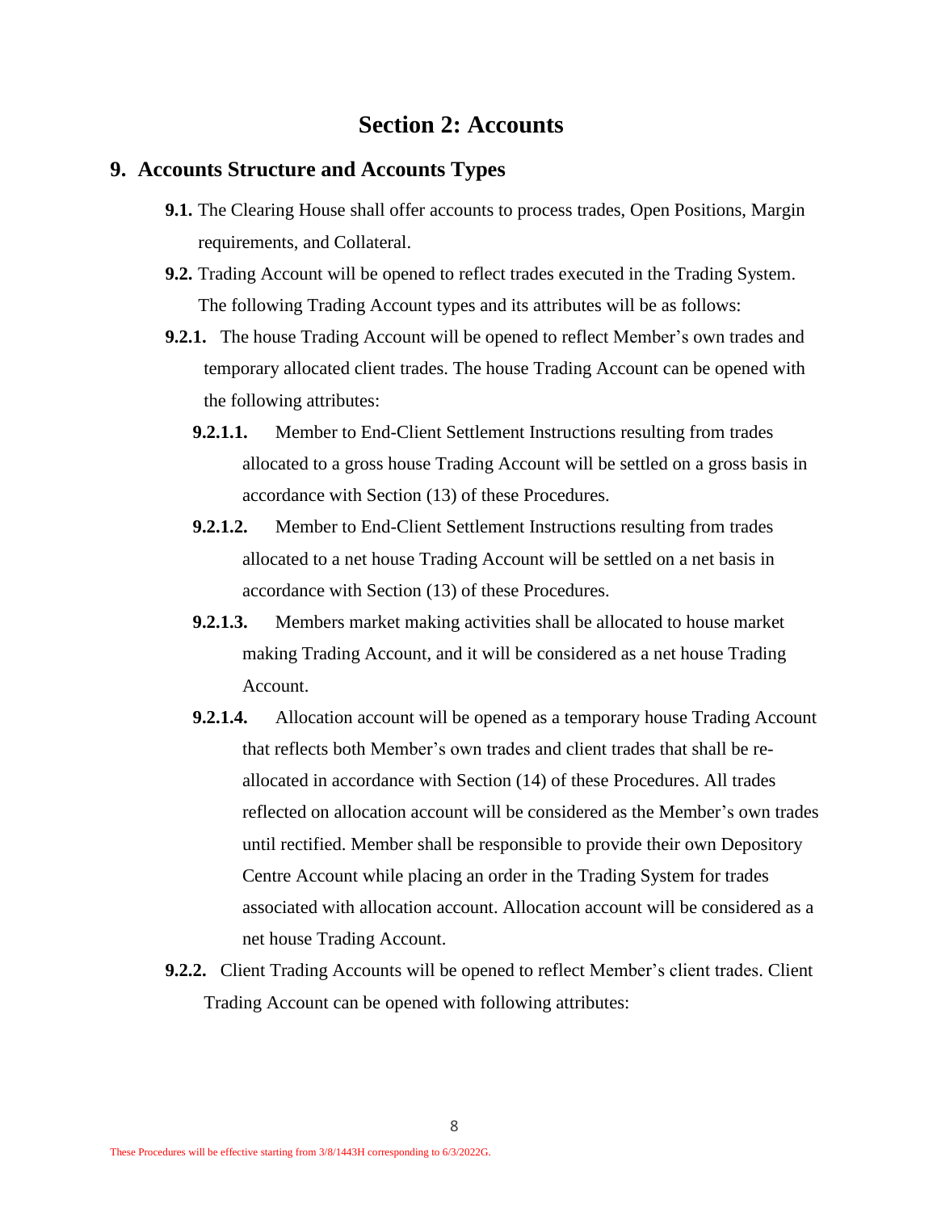# Section 2: Accounts

## 9. Accounts Structure and Accounts Types

**9.1.** The Clearing House shall offer accounts to process trades, Open Positions, Margin requirements, and Collateral.

**9.2.** Trading Account will be opened to reflect trades executed in the Trading System. The following Trading Account types and its attributes will be as follows:

**9.2.1.** The house Trading Account will be opened to reflect Member's own trades and temporary allocated client trades. The house Trading Account can be opened with the following attributes:

**9.2.1.1.** Member to End-Client Settlement Instructions resulting from trades allocated to a gross house Trading Account will be settled on a gross basis in accordance with Section (13) of these Procedures.

**9.2.1.2.** Member to End-Client Settlement Instructions resulting from trades allocated to a net house Trading Account will be settled on a net basis in accordance with Section (13) of these Procedures.

**9.2.1.3.** Members market making activities shall be allocated to house market making Trading Account, and it will be considered as a net house Trading Account.

**9.2.1.4.** Allocation account will be opened as a temporary house Trading Account that reflects both Member's own trades and client trades that shall be re-allocated in accordance with Section (14) of these Procedures. All trades reflected on allocation account will be considered as the Member's own trades until rectified. Member shall be responsible to provide their own Depository Centre Account while placing an order in the Trading System for trades associated with allocation account. Allocation account will be considered as a net house Trading Account.

**9.2.2.** Client Trading Accounts will be opened to reflect Member's client trades. Client Trading Account can be opened with following attributes: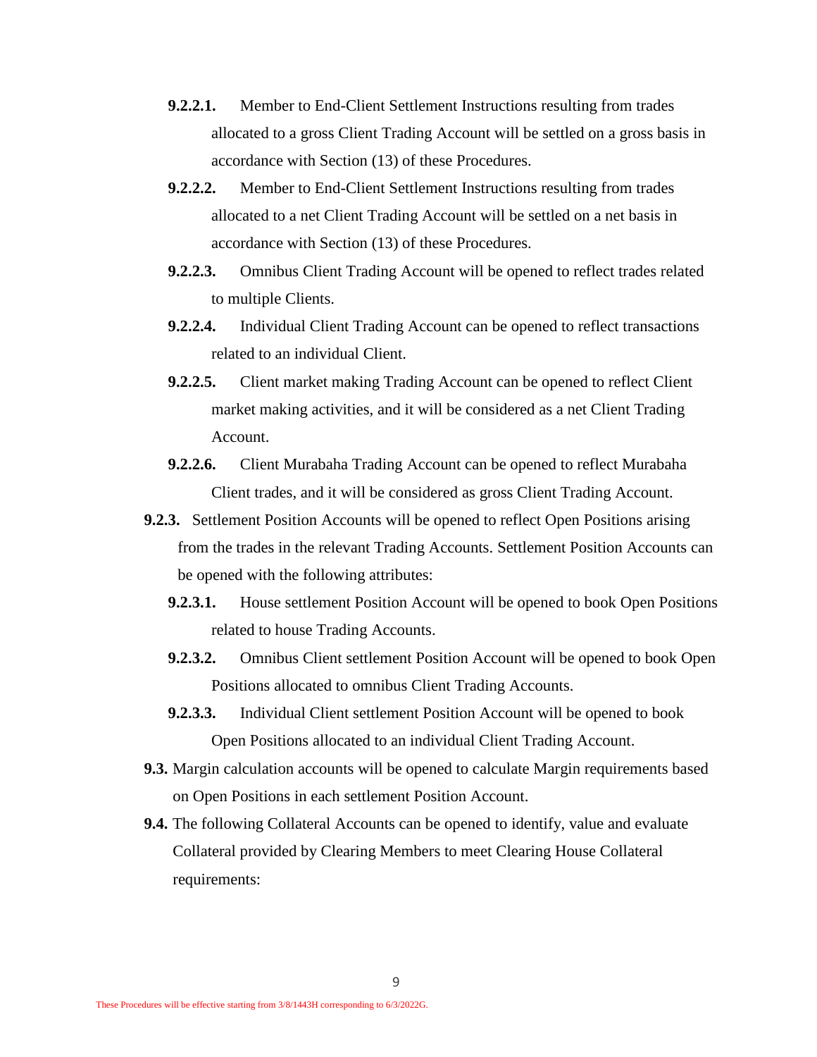**9.2.2.1.** Member to End-Client Settlement Instructions resulting from trades allocated to a gross Client Trading Account will be settled on a gross basis in accordance with Section (13) of these Procedures.

**9.2.2.2.** Member to End-Client Settlement Instructions resulting from trades allocated to a net Client Trading Account will be settled on a net basis in accordance with Section (13) of these Procedures.

**9.2.2.3.** Omnibus Client Trading Account will be opened to reflect trades related to multiple Clients.

**9.2.2.4.** Individual Client Trading Account can be opened to reflect transactions related to an individual Client.

**9.2.2.5.** Client market making Trading Account can be opened to reflect Client market making activities, and it will be considered as a net Client Trading Account.

**9.2.2.6.** Client Murabaha Trading Account can be opened to reflect Murabaha Client trades, and it will be considered as gross Client Trading Account.

**9.2.3.** Settlement Position Accounts will be opened to reflect Open Positions arising from the trades in the relevant Trading Accounts. Settlement Position Accounts can be opened with the following attributes:

**9.2.3.1.** House settlement Position Account will be opened to book Open Positions related to house Trading Accounts.

**9.2.3.2.** Omnibus Client settlement Position Account will be opened to book Open Positions allocated to omnibus Client Trading Accounts.

**9.2.3.3.** Individual Client settlement Position Account will be opened to book Open Positions allocated to an individual Client Trading Account.

**9.3.** Margin calculation accounts will be opened to calculate Margin requirements based on Open Positions in each settlement Position Account.

**9.4.** The following Collateral Accounts can be opened to identify, value and evaluate Collateral provided by Clearing Members to meet Clearing House Collateral requirements: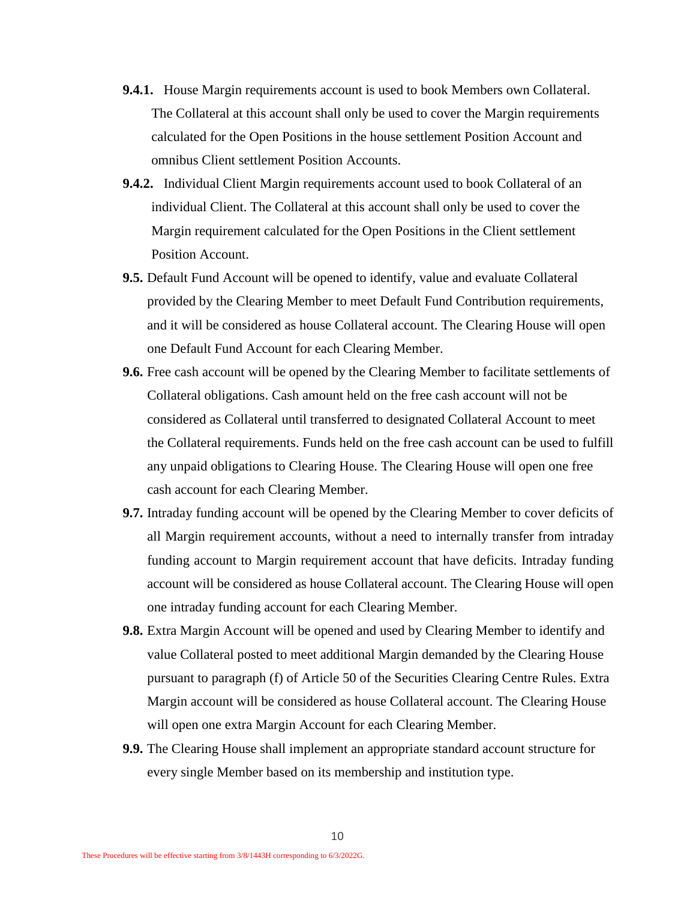**9.4.1.** House Margin requirements account is used to book Members own Collateral. The Collateral at this account shall only be used to cover the Margin requirements calculated for the Open Positions in the house settlement Position Account and omnibus Client settlement Position Accounts.

**9.4.2.** Individual Client Margin requirements account used to book Collateral of an individual Client. The Collateral at this account shall only be used to cover the Margin requirement calculated for the Open Positions in the Client settlement Position Account.

**9.5.** Default Fund Account will be opened to identify, value and evaluate Collateral provided by the Clearing Member to meet Default Fund Contribution requirements, and it will be considered as house Collateral account. The Clearing House will open one Default Fund Account for each Clearing Member.

**9.6.** Free cash account will be opened by the Clearing Member to facilitate settlements of Collateral obligations. Cash amount held on the free cash account will not be considered as Collateral until transferred to designated Collateral Account to meet the Collateral requirements. Funds held on the free cash account can be used to fulfill any unpaid obligations to Clearing House. The Clearing House will open one free cash account for each Clearing Member.

**9.7.** Intraday funding account will be opened by the Clearing Member to cover deficits of all Margin requirement accounts, without a need to internally transfer from intraday funding account to Margin requirement account that have deficits. Intraday funding account will be considered as house Collateral account. The Clearing House will open one intraday funding account for each Clearing Member.

**9.8.** Extra Margin Account will be opened and used by Clearing Member to identify and value Collateral posted to meet additional Margin demanded by the Clearing House pursuant to paragraph (f) of Article 50 of the Securities Clearing Centre Rules. Extra Margin account will be considered as house Collateral account. The Clearing House will open one extra Margin Account for each Clearing Member.

**9.9.** The Clearing House shall implement an appropriate standard account structure for every single Member based on its membership and institution type.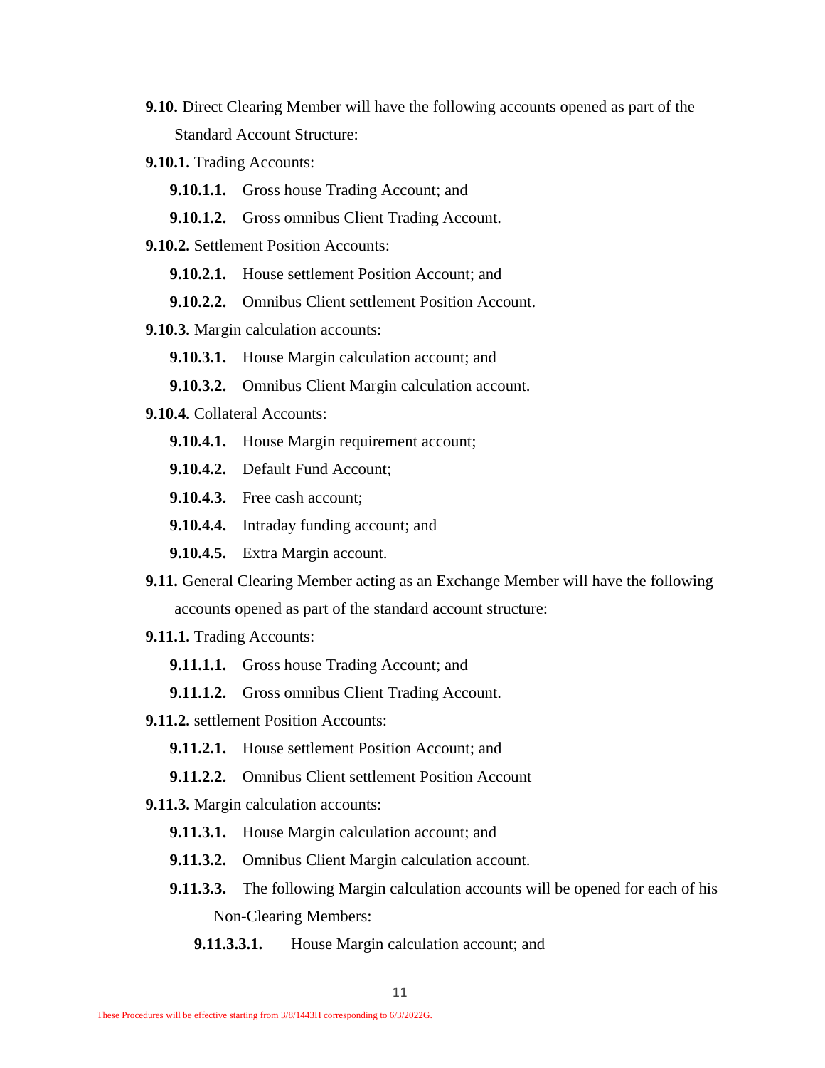**9.10.** Direct Clearing Member will have the following accounts opened as part of the Standard Account Structure:

**9.10.1.** Trading Accounts:

**9.10.1.1.** Gross house Trading Account; and

**9.10.1.2.** Gross omnibus Client Trading Account.

**9.10.2.** Settlement Position Accounts:

**9.10.2.1.** House settlement Position Account; and

**9.10.2.2.** Omnibus Client settlement Position Account.

**9.10.3.** Margin calculation accounts:

**9.10.3.1.** House Margin calculation account; and

**9.10.3.2.** Omnibus Client Margin calculation account.

**9.10.4.** Collateral Accounts:

**9.10.4.1.** House Margin requirement account;

**9.10.4.2.** Default Fund Account;

**9.10.4.3.** Free cash account;

**9.10.4.4.** Intraday funding account; and

**9.10.4.5.** Extra Margin account.

**9.11.** General Clearing Member acting as an Exchange Member will have the following accounts opened as part of the standard account structure:

**9.11.1.** Trading Accounts:

**9.11.1.1.** Gross house Trading Account; and

**9.11.1.2.** Gross omnibus Client Trading Account.

**9.11.2.** settlement Position Accounts:

**9.11.2.1.** House settlement Position Account; and

**9.11.2.2.** Omnibus Client settlement Position Account

**9.11.3.** Margin calculation accounts:

**9.11.3.1.** House Margin calculation account; and

**9.11.3.2.** Omnibus Client Margin calculation account.

**9.11.3.3.** The following Margin calculation accounts will be opened for each of his Non-Clearing Members:

**9.11.3.3.1.** House Margin calculation account; and

These Procedures will be effective starting from 3/8/1443H corresponding to 6/3/2022G.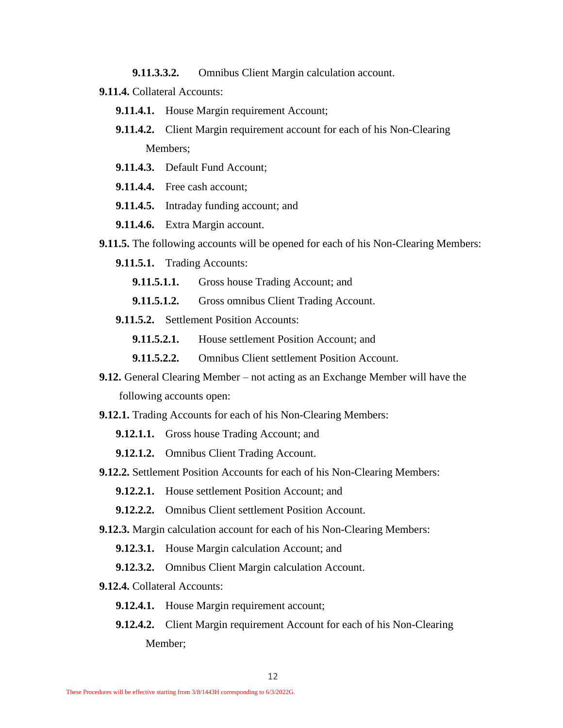**9.11.3.3.2.** Omnibus Client Margin calculation account.

**9.11.4.** Collateral Accounts:

**9.11.4.1.** House Margin requirement Account;

**9.11.4.2.** Client Margin requirement account for each of his Non-Clearing Members;

**9.11.4.3.** Default Fund Account;

**9.11.4.4.** Free cash account;

**9.11.4.5.** Intraday funding account; and

**9.11.4.6.** Extra Margin account.

**9.11.5.** The following accounts will be opened for each of his Non-Clearing Members:

**9.11.5.1.** Trading Accounts:

**9.11.5.1.1.** Gross house Trading Account; and

**9.11.5.1.2.** Gross omnibus Client Trading Account.

**9.11.5.2.** Settlement Position Accounts:

**9.11.5.2.1.** House settlement Position Account; and

**9.11.5.2.2.** Omnibus Client settlement Position Account.

**9.12.** General Clearing Member – not acting as an Exchange Member will have the following accounts open:

**9.12.1.** Trading Accounts for each of his Non-Clearing Members:

**9.12.1.1.** Gross house Trading Account; and

**9.12.1.2.** Omnibus Client Trading Account.

**9.12.2.** Settlement Position Accounts for each of his Non-Clearing Members:

**9.12.2.1.** House settlement Position Account; and

**9.12.2.2.** Omnibus Client settlement Position Account.

**9.12.3.** Margin calculation account for each of his Non-Clearing Members:

**9.12.3.1.** House Margin calculation Account; and

**9.12.3.2.** Omnibus Client Margin calculation Account.

**9.12.4.** Collateral Accounts:

**9.12.4.1.** House Margin requirement account;

**9.12.4.2.** Client Margin requirement Account for each of his Non-Clearing Member;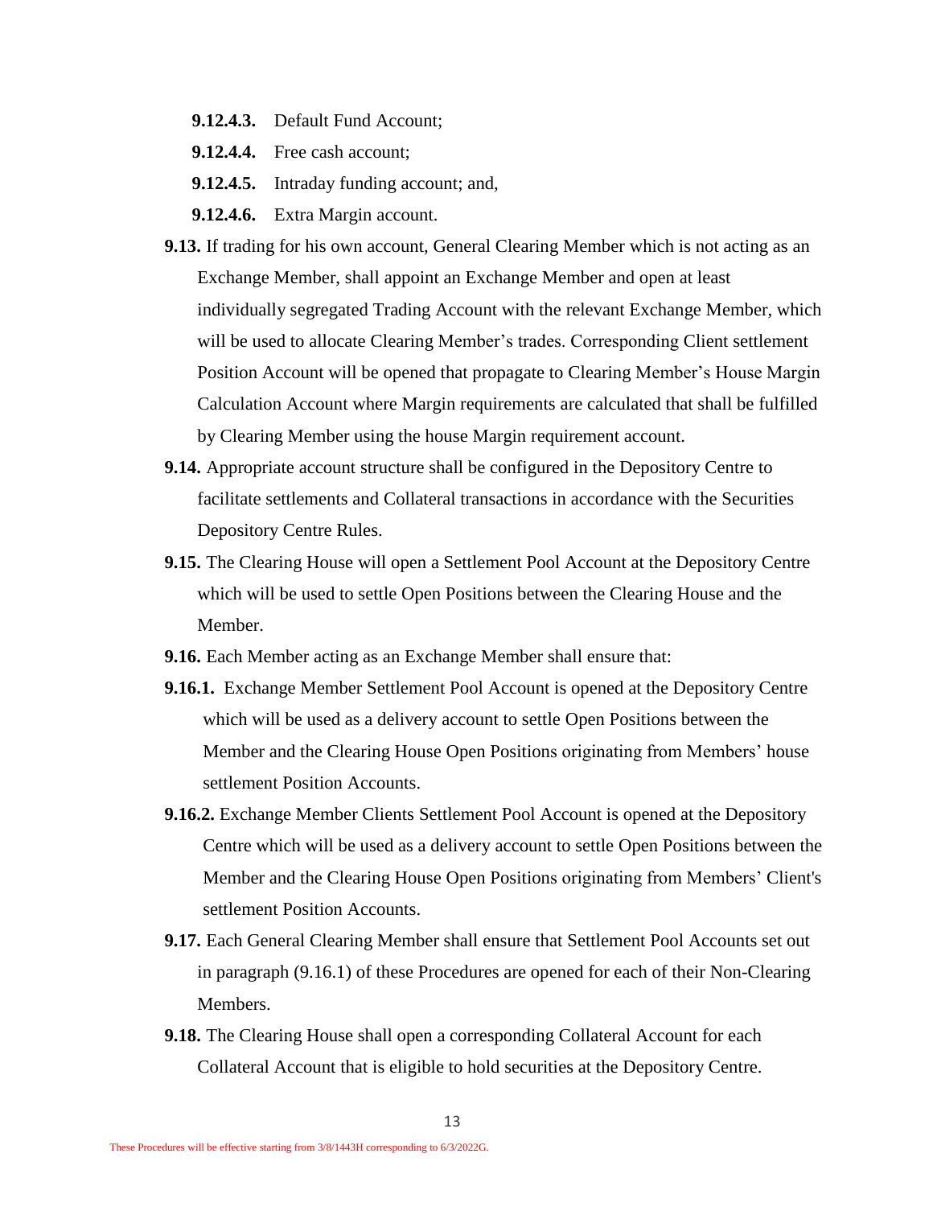**9.12.4.3.** Default Fund Account;

**9.12.4.4.** Free cash account;

**9.12.4.5.** Intraday funding account; and,

**9.12.4.6.** Extra Margin account.

**9.13.** If trading for his own account, General Clearing Member which is not acting as an Exchange Member, shall appoint an Exchange Member and open at least individually segregated Trading Account with the relevant Exchange Member, which will be used to allocate Clearing Member's trades. Corresponding Client settlement Position Account will be opened that propagate to Clearing Member's House Margin Calculation Account where Margin requirements are calculated that shall be fulfilled by Clearing Member using the house Margin requirement account.

**9.14.** Appropriate account structure shall be configured in the Depository Centre to facilitate settlements and Collateral transactions in accordance with the Securities Depository Centre Rules.

**9.15.** The Clearing House will open a Settlement Pool Account at the Depository Centre which will be used to settle Open Positions between the Clearing House and the Member.

**9.16.** Each Member acting as an Exchange Member shall ensure that:

**9.16.1.** Exchange Member Settlement Pool Account is opened at the Depository Centre which will be used as a delivery account to settle Open Positions between the Member and the Clearing House Open Positions originating from Members' house settlement Position Accounts.

**9.16.2.** Exchange Member Clients Settlement Pool Account is opened at the Depository Centre which will be used as a delivery account to settle Open Positions between the Member and the Clearing House Open Positions originating from Members' Client's settlement Position Accounts.

**9.17.** Each General Clearing Member shall ensure that Settlement Pool Accounts set out in paragraph (9.16.1) of these Procedures are opened for each of their Non-Clearing Members.

**9.18.** The Clearing House shall open a corresponding Collateral Account for each Collateral Account that is eligible to hold securities at the Depository Centre.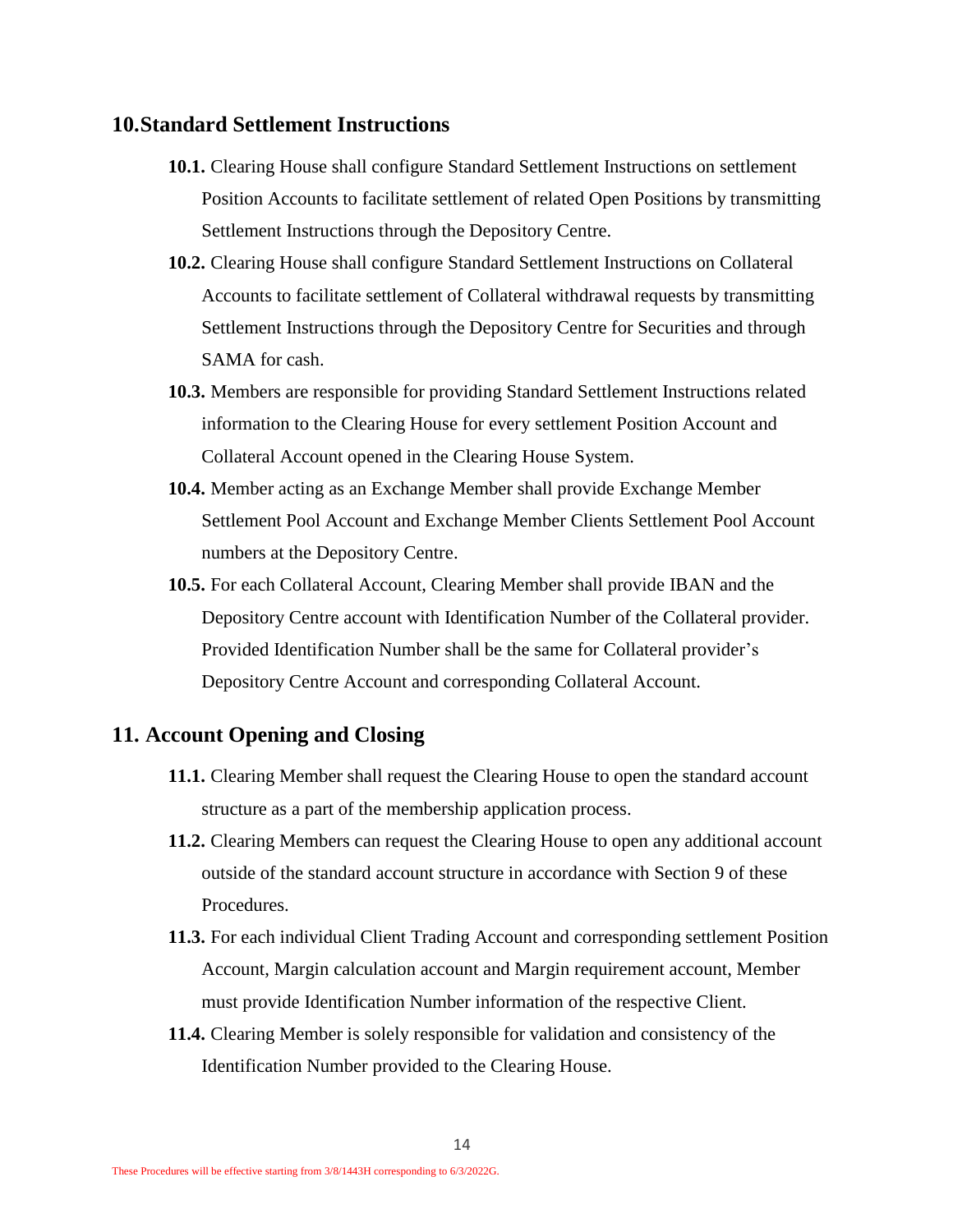## 10. Standard Settlement Instructions

**10.1.** Clearing House shall configure Standard Settlement Instructions on settlement Position Accounts to facilitate settlement of related Open Positions by transmitting Settlement Instructions through the Depository Centre.

**10.2.** Clearing House shall configure Standard Settlement Instructions on Collateral Accounts to facilitate settlement of Collateral withdrawal requests by transmitting Settlement Instructions through the Depository Centre for Securities and through SAMA for cash.

**10.3.** Members are responsible for providing Standard Settlement Instructions related information to the Clearing House for every settlement Position Account and Collateral Account opened in the Clearing House System.

**10.4.** Member acting as an Exchange Member shall provide Exchange Member Settlement Pool Account and Exchange Member Clients Settlement Pool Account numbers at the Depository Centre.

**10.5.** For each Collateral Account, Clearing Member shall provide IBAN and the Depository Centre account with Identification Number of the Collateral provider. Provided Identification Number shall be the same for Collateral provider's Depository Centre Account and corresponding Collateral Account.

## 11. Account Opening and Closing

**11.1.** Clearing Member shall request the Clearing House to open the standard account structure as a part of the membership application process.

**11.2.** Clearing Members can request the Clearing House to open any additional account outside of the standard account structure in accordance with Section 9 of these Procedures.

**11.3.** For each individual Client Trading Account and corresponding settlement Position Account, Margin calculation account and Margin requirement account, Member must provide Identification Number information of the respective Client.

**11.4.** Clearing Member is solely responsible for validation and consistency of the Identification Number provided to the Clearing House.

These Procedures will be effective starting from 3/8/1443H corresponding to 6/3/2022G.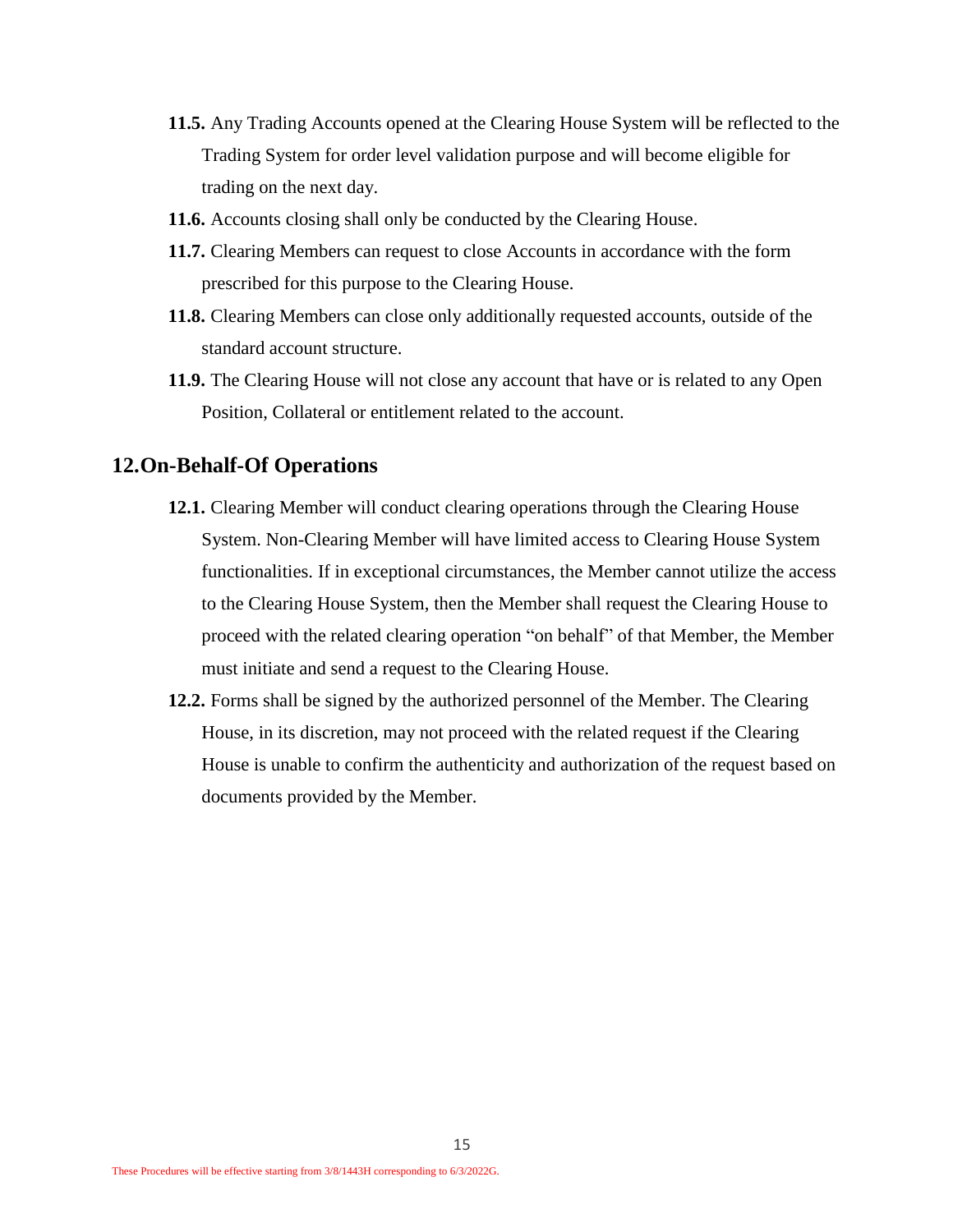**11.5.** Any Trading Accounts opened at the Clearing House System will be reflected to the Trading System for order level validation purpose and will become eligible for trading on the next day.

**11.6.** Accounts closing shall only be conducted by the Clearing House.

**11.7.** Clearing Members can request to close Accounts in accordance with the form prescribed for this purpose to the Clearing House.

**11.8.** Clearing Members can close only additionally requested accounts, outside of the standard account structure.

**11.9.** The Clearing House will not close any account that have or is related to any Open Position, Collateral or entitlement related to the account.

## 12. On-Behalf-Of Operations

**12.1.** Clearing Member will conduct clearing operations through the Clearing House System. Non-Clearing Member will have limited access to Clearing House System functionalities. If in exceptional circumstances, the Member cannot utilize the access to the Clearing House System, then the Member shall request the Clearing House to proceed with the related clearing operation "on behalf" of that Member, the Member must initiate and send a request to the Clearing House.

**12.2.** Forms shall be signed by the authorized personnel of the Member. The Clearing House, in its discretion, may not proceed with the related request if the Clearing House is unable to confirm the authenticity and authorization of the request based on documents provided by the Member.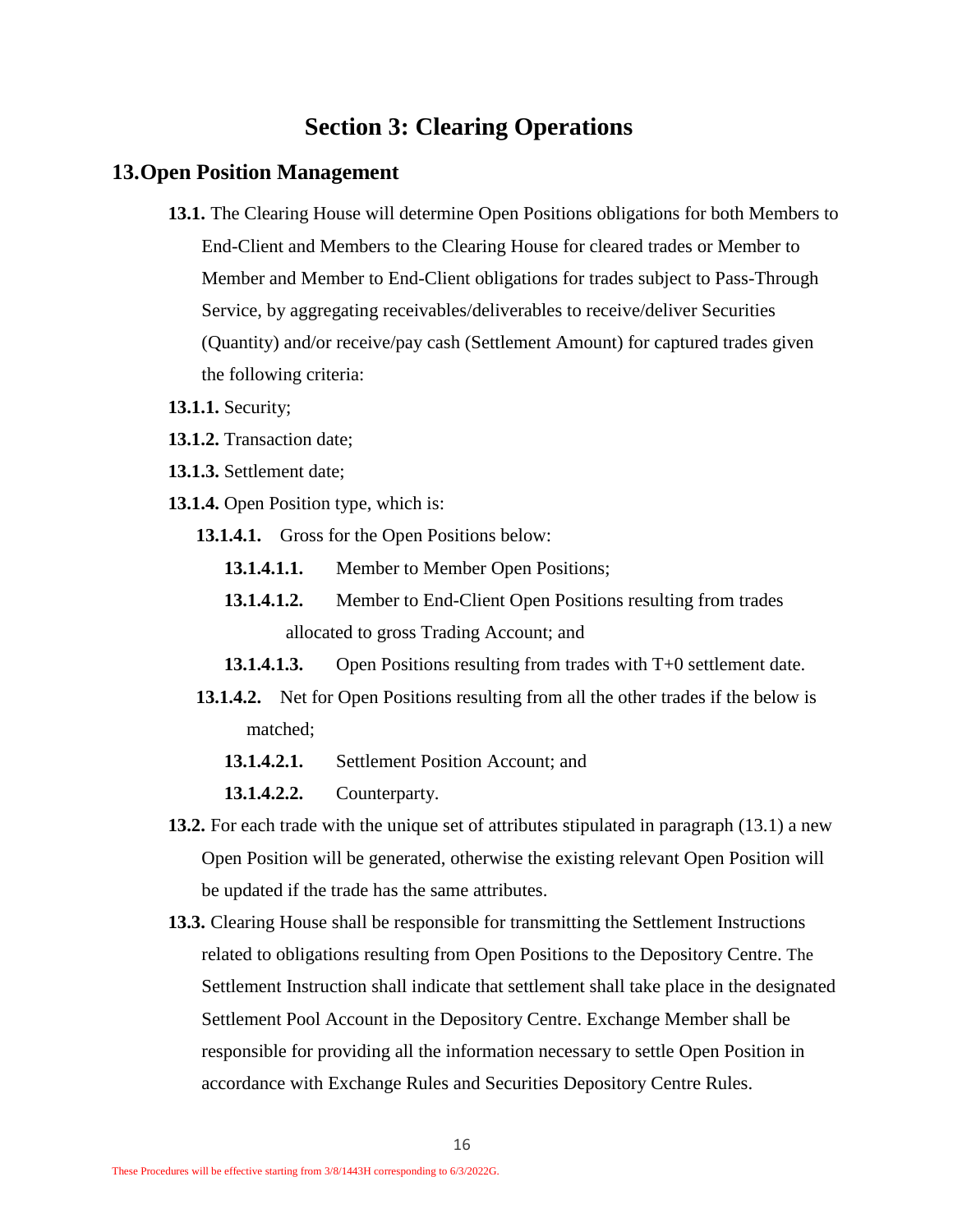# Section 3: Clearing Operations

## 13. Open Position Management

**13.1.** The Clearing House will determine Open Positions obligations for both Members to End-Client and Members to the Clearing House for cleared trades or Member to Member and Member to End-Client obligations for trades subject to Pass-Through Service, by aggregating receivables/deliverables to receive/deliver Securities (Quantity) and/or receive/pay cash (Settlement Amount) for captured trades given the following criteria:

**13.1.1.** Security;

**13.1.2.** Transaction date;

**13.1.3.** Settlement date;

**13.1.4.** Open Position type, which is:

**13.1.4.1.** Gross for the Open Positions below:

**13.1.4.1.1.** Member to Member Open Positions;

**13.1.4.1.2.** Member to End-Client Open Positions resulting from trades allocated to gross Trading Account; and

**13.1.4.1.3.** Open Positions resulting from trades with T+0 settlement date.

**13.1.4.2.** Net for Open Positions resulting from all the other trades if the below is matched;

**13.1.4.2.1.** Settlement Position Account; and

**13.1.4.2.2.** Counterparty.

**13.2.** For each trade with the unique set of attributes stipulated in paragraph (13.1) a new Open Position will be generated, otherwise the existing relevant Open Position will be updated if the trade has the same attributes.

**13.3.** Clearing House shall be responsible for transmitting the Settlement Instructions related to obligations resulting from Open Positions to the Depository Centre. The Settlement Instruction shall indicate that settlement shall take place in the designated Settlement Pool Account in the Depository Centre. Exchange Member shall be responsible for providing all the information necessary to settle Open Position in accordance with Exchange Rules and Securities Depository Centre Rules.

These Procedures will be effective starting from 3/8/1443H corresponding to 6/3/2022G.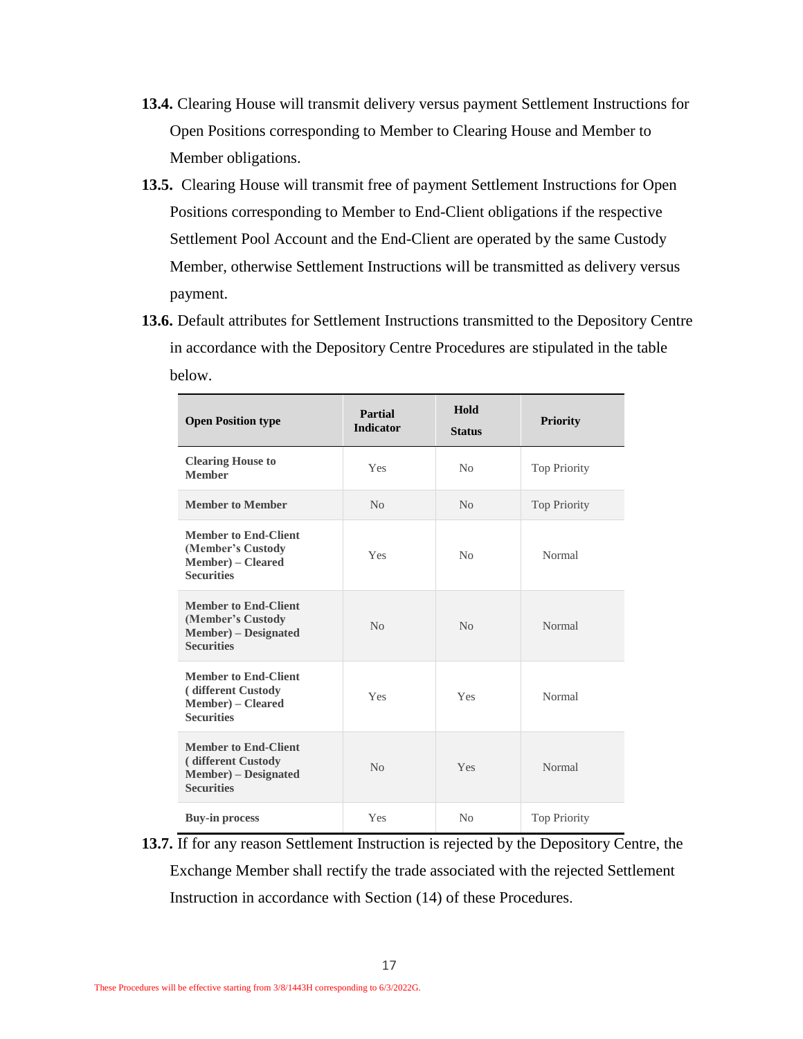**13.4.** Clearing House will transmit delivery versus payment Settlement Instructions for Open Positions corresponding to Member to Clearing House and Member to Member obligations.

**13.5.** Clearing House will transmit free of payment Settlement Instructions for Open Positions corresponding to Member to End-Client obligations if the respective Settlement Pool Account and the End-Client are operated by the same Custody Member, otherwise Settlement Instructions will be transmitted as delivery versus payment.

**13.6.** Default attributes for Settlement Instructions transmitted to the Depository Centre in accordance with the Depository Centre Procedures are stipulated in the table below.

| Open Position type | Partial Indicator | Hold Status | Priority |
|---|---|---|---|
| **Clearing House to Member** | Yes | No | Top Priority |
| **Member to Member** | No | No | Top Priority |
| **Member to End-Client (Member's Custody Member) – Cleared Securities** | Yes | No | Normal |
| **Member to End-Client (Member's Custody Member) – Designated Securities** | No | No | Normal |
| **Member to End-Client ( different Custody Member) – Cleared Securities** | Yes | Yes | Normal |
| **Member to End-Client ( different Custody Member) – Designated Securities** | No | Yes | Normal |
| **Buy-in process** | Yes | No | Top Priority |

**13.7.** If for any reason Settlement Instruction is rejected by the Depository Centre, the Exchange Member shall rectify the trade associated with the rejected Settlement Instruction in accordance with Section (14) of these Procedures.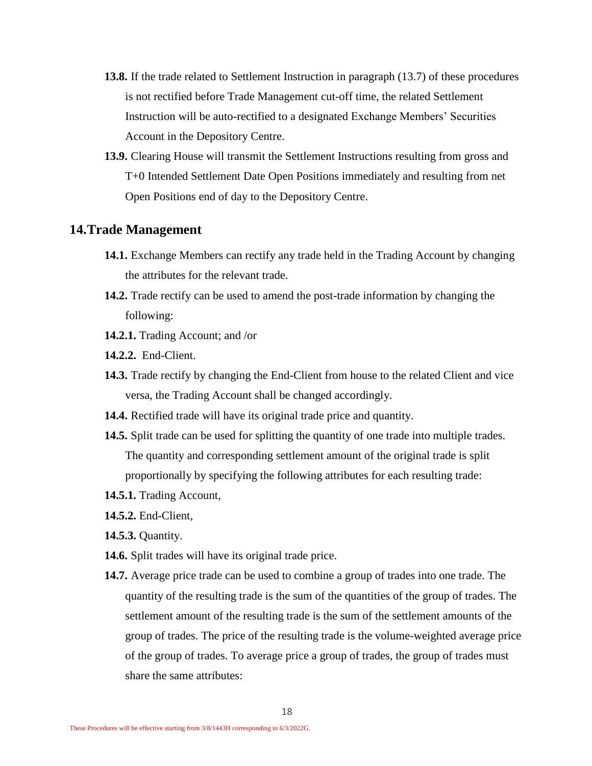**13.8.** If the trade related to Settlement Instruction in paragraph (13.7) of these procedures is not rectified before Trade Management cut-off time, the related Settlement Instruction will be auto-rectified to a designated Exchange Members' Securities Account in the Depository Centre.

**13.9.** Clearing House will transmit the Settlement Instructions resulting from gross and T+0 Intended Settlement Date Open Positions immediately and resulting from net Open Positions end of day to the Depository Centre.

## 14.Trade Management

**14.1.** Exchange Members can rectify any trade held in the Trading Account by changing the attributes for the relevant trade.

**14.2.** Trade rectify can be used to amend the post-trade information by changing the following:

**14.2.1.** Trading Account; and /or

**14.2.2.** End-Client.

**14.3.** Trade rectify by changing the End-Client from house to the related Client and vice versa, the Trading Account shall be changed accordingly.

**14.4.** Rectified trade will have its original trade price and quantity.

**14.5.** Split trade can be used for splitting the quantity of one trade into multiple trades. The quantity and corresponding settlement amount of the original trade is split proportionally by specifying the following attributes for each resulting trade:

**14.5.1.** Trading Account,

**14.5.2.** End-Client,

**14.5.3.** Quantity.

**14.6.** Split trades will have its original trade price.

**14.7.** Average price trade can be used to combine a group of trades into one trade. The quantity of the resulting trade is the sum of the quantities of the group of trades. The settlement amount of the resulting trade is the sum of the settlement amounts of the group of trades. The price of the resulting trade is the volume-weighted average price of the group of trades. To average price a group of trades, the group of trades must share the same attributes:

These Procedures will be effective starting from 3/8/1443H corresponding to 6/3/2022G.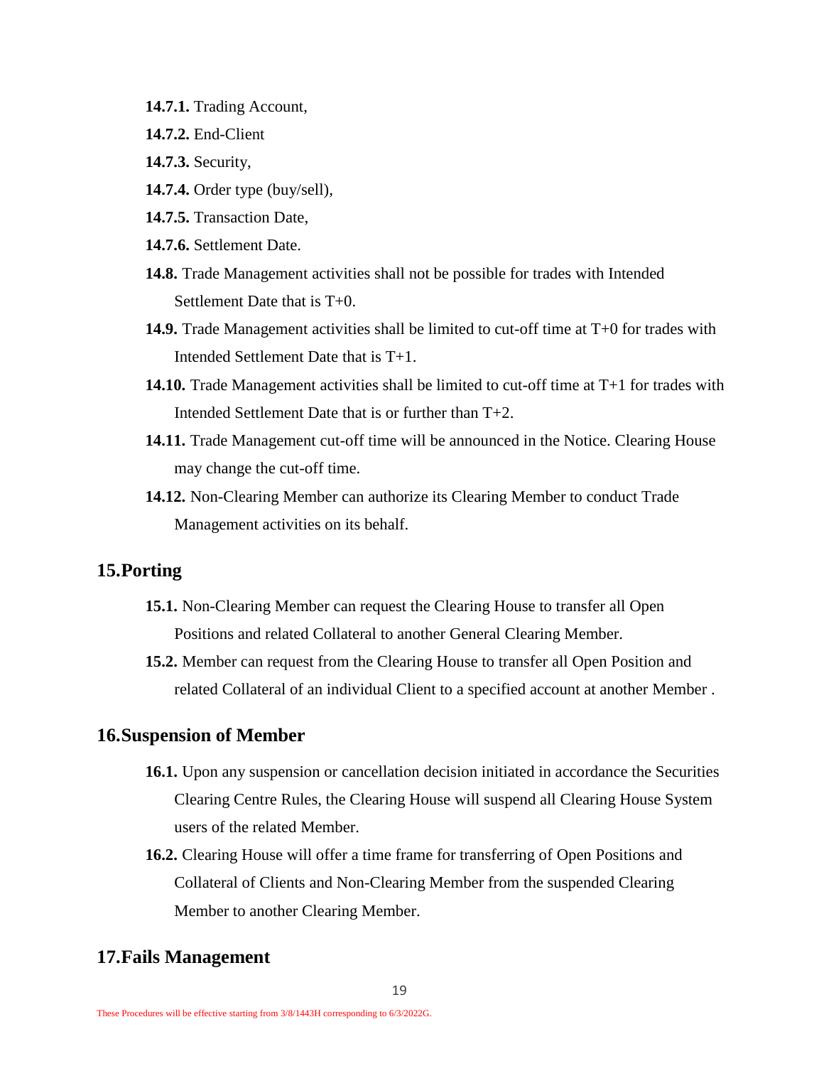**14.7.1.** Trading Account,

**14.7.2.** End-Client

**14.7.3.** Security,

**14.7.4.** Order type (buy/sell),

**14.7.5.** Transaction Date,

**14.7.6.** Settlement Date.

**14.8.** Trade Management activities shall not be possible for trades with Intended Settlement Date that is T+0.

**14.9.** Trade Management activities shall be limited to cut-off time at T+0 for trades with Intended Settlement Date that is T+1.

**14.10.** Trade Management activities shall be limited to cut-off time at T+1 for trades with Intended Settlement Date that is or further than T+2.

**14.11.** Trade Management cut-off time will be announced in the Notice. Clearing House may change the cut-off time.

**14.12.** Non-Clearing Member can authorize its Clearing Member to conduct Trade Management activities on its behalf.

## 15.Porting

**15.1.** Non-Clearing Member can request the Clearing House to transfer all Open Positions and related Collateral to another General Clearing Member.

**15.2.** Member can request from the Clearing House to transfer all Open Position and related Collateral of an individual Client to a specified account at another Member .

## 16.Suspension of Member

**16.1.** Upon any suspension or cancellation decision initiated in accordance the Securities Clearing Centre Rules, the Clearing House will suspend all Clearing House System users of the related Member.

**16.2.** Clearing House will offer a time frame for transferring of Open Positions and Collateral of Clients and Non-Clearing Member from the suspended Clearing Member to another Clearing Member.

## 17.Fails Management

These Procedures will be effective starting from 3/8/1443H corresponding to 6/3/2022G.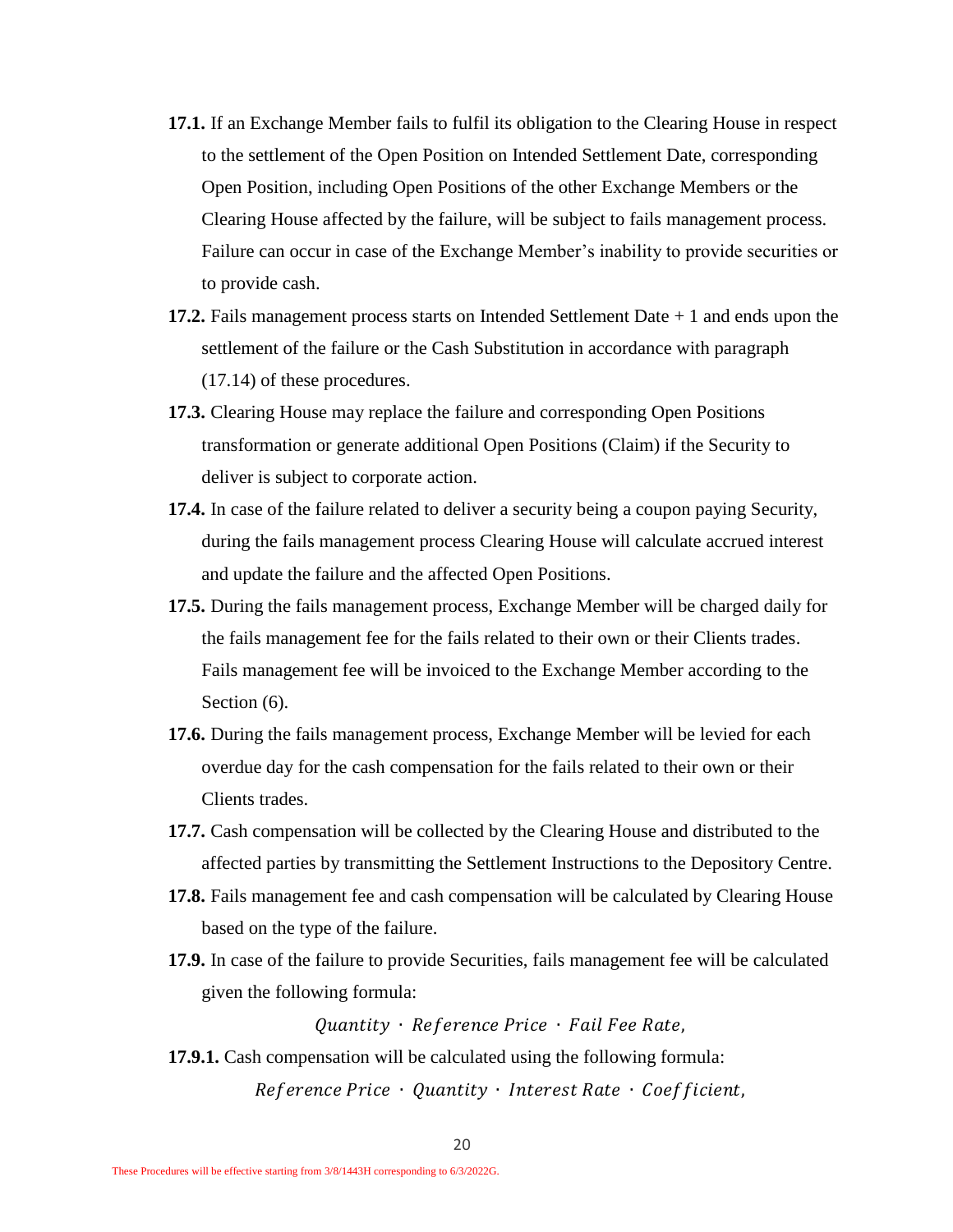**17.1.** If an Exchange Member fails to fulfil its obligation to the Clearing House in respect to the settlement of the Open Position on Intended Settlement Date, corresponding Open Position, including Open Positions of the other Exchange Members or the Clearing House affected by the failure, will be subject to fails management process. Failure can occur in case of the Exchange Member's inability to provide securities or to provide cash.

**17.2.** Fails management process starts on Intended Settlement Date + 1 and ends upon the settlement of the failure or the Cash Substitution in accordance with paragraph (17.14) of these procedures.

**17.3.** Clearing House may replace the failure and corresponding Open Positions transformation or generate additional Open Positions (Claim) if the Security to deliver is subject to corporate action.

**17.4.** In case of the failure related to deliver a security being a coupon paying Security, during the fails management process Clearing House will calculate accrued interest and update the failure and the affected Open Positions.

**17.5.** During the fails management process, Exchange Member will be charged daily for the fails management fee for the fails related to their own or their Clients trades. Fails management fee will be invoiced to the Exchange Member according to the Section (6).

**17.6.** During the fails management process, Exchange Member will be levied for each overdue day for the cash compensation for the fails related to their own or their Clients trades.

**17.7.** Cash compensation will be collected by the Clearing House and distributed to the affected parties by transmitting the Settlement Instructions to the Depository Centre.

**17.8.** Fails management fee and cash compensation will be calculated by Clearing House based on the type of the failure.

**17.9.** In case of the failure to provide Securities, fails management fee will be calculated given the following formula:

$$Quantity \cdot Reference\ Price \cdot Fail\ Fee\ Rate,$$

**17.9.1.** Cash compensation will be calculated using the following formula:

$$Reference\ Price \cdot Quantity \cdot Interest\ Rate \cdot Coefficient,$$

These Procedures will be effective starting from 3/8/1443H corresponding to 6/3/2022G.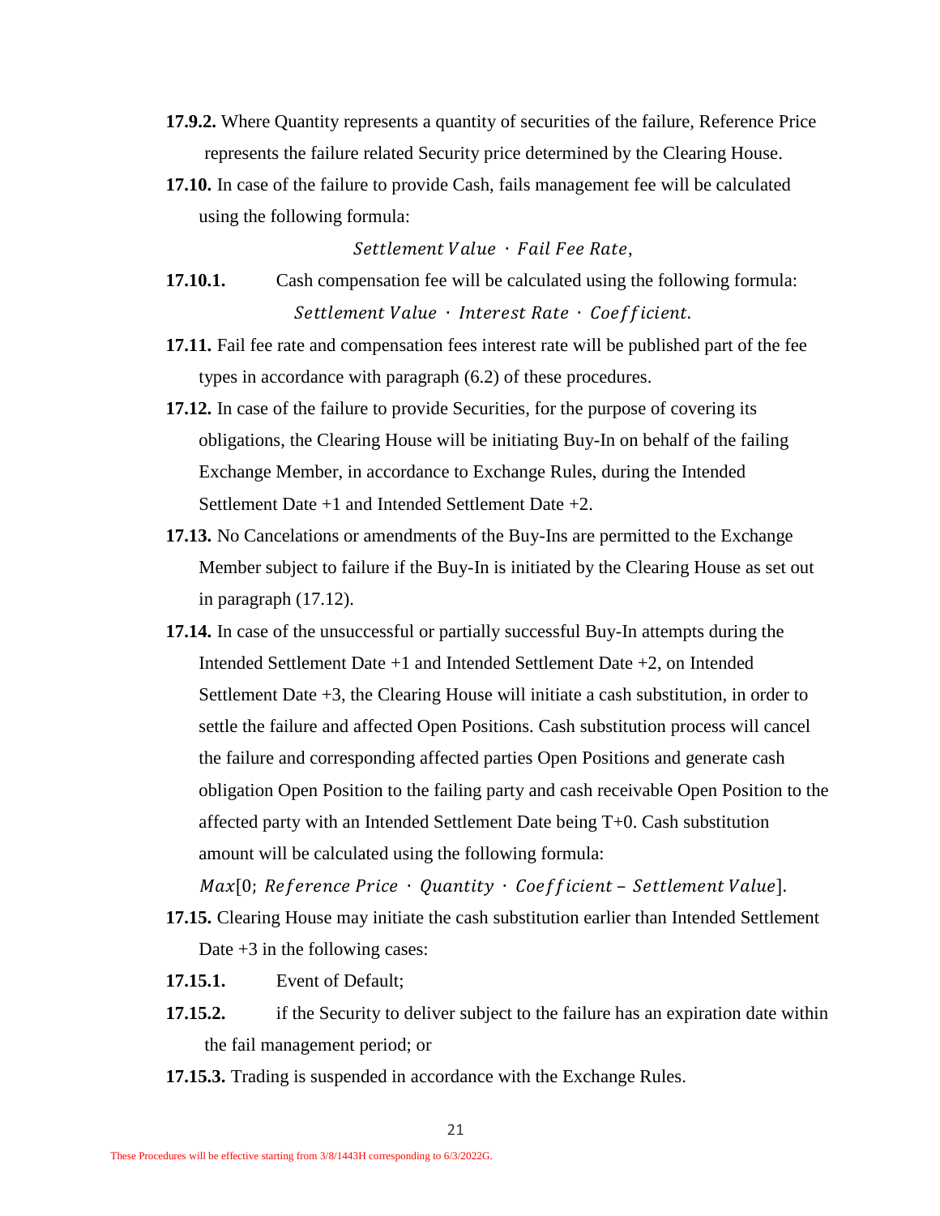**17.9.2.** Where Quantity represents a quantity of securities of the failure, Reference Price represents the failure related Security price determined by the Clearing House.

**17.10.** In case of the failure to provide Cash, fails management fee will be calculated using the following formula:

$$Settlement\ Value\ \cdot\ Fail\ Fee\ Rate,$$

**17.10.1.** Cash compensation fee will be calculated using the following formula:

$$Settlement\ Value\ \cdot\ Interest\ Rate\ \cdot\ Coefficient.$$

**17.11.** Fail fee rate and compensation fees interest rate will be published part of the fee types in accordance with paragraph (6.2) of these procedures.

**17.12.** In case of the failure to provide Securities, for the purpose of covering its obligations, the Clearing House will be initiating Buy-In on behalf of the failing Exchange Member, in accordance to Exchange Rules, during the Intended Settlement Date +1 and Intended Settlement Date +2.

**17.13.** No Cancelations or amendments of the Buy-Ins are permitted to the Exchange Member subject to failure if the Buy-In is initiated by the Clearing House as set out in paragraph (17.12).

**17.14.** In case of the unsuccessful or partially successful Buy-In attempts during the Intended Settlement Date +1 and Intended Settlement Date +2, on Intended Settlement Date +3, the Clearing House will initiate a cash substitution, in order to settle the failure and affected Open Positions. Cash substitution process will cancel the failure and corresponding affected parties Open Positions and generate cash obligation Open Position to the failing party and cash receivable Open Position to the affected party with an Intended Settlement Date being T+0. Cash substitution amount will be calculated using the following formula:

$$Max[0;\ Reference\ Price\ \cdot\ Quantity\ \cdot\ Coefficient - Settlement\ Value].$$

**17.15.** Clearing House may initiate the cash substitution earlier than Intended Settlement Date +3 in the following cases:

**17.15.1.** Event of Default;

**17.15.2.** if the Security to deliver subject to the failure has an expiration date within the fail management period; or

**17.15.3.** Trading is suspended in accordance with the Exchange Rules.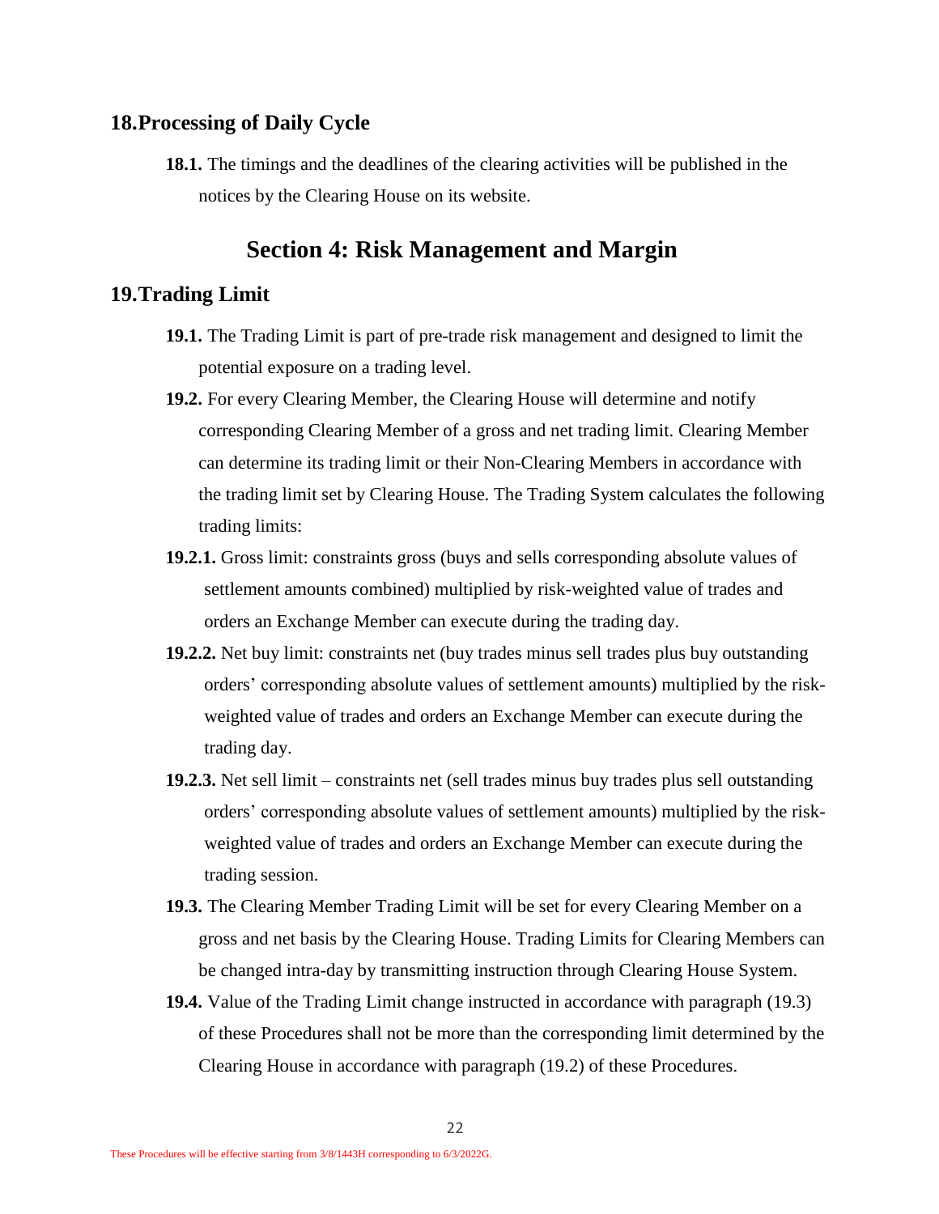## 18. Processing of Daily Cycle

**18.1.** The timings and the deadlines of the clearing activities will be published in the notices by the Clearing House on its website.

# Section 4: Risk Management and Margin

## 19. Trading Limit

**19.1.** The Trading Limit is part of pre-trade risk management and designed to limit the potential exposure on a trading level.

**19.2.** For every Clearing Member, the Clearing House will determine and notify corresponding Clearing Member of a gross and net trading limit. Clearing Member can determine its trading limit or their Non-Clearing Members in accordance with the trading limit set by Clearing House. The Trading System calculates the following trading limits:

**19.2.1.** Gross limit: constraints gross (buys and sells corresponding absolute values of settlement amounts combined) multiplied by risk-weighted value of trades and orders an Exchange Member can execute during the trading day.

**19.2.2.** Net buy limit: constraints net (buy trades minus sell trades plus buy outstanding orders' corresponding absolute values of settlement amounts) multiplied by the risk-weighted value of trades and orders an Exchange Member can execute during the trading day.

**19.2.3.** Net sell limit – constraints net (sell trades minus buy trades plus sell outstanding orders' corresponding absolute values of settlement amounts) multiplied by the risk-weighted value of trades and orders an Exchange Member can execute during the trading session.

**19.3.** The Clearing Member Trading Limit will be set for every Clearing Member on a gross and net basis by the Clearing House. Trading Limits for Clearing Members can be changed intra-day by transmitting instruction through Clearing House System.

**19.4.** Value of the Trading Limit change instructed in accordance with paragraph (19.3) of these Procedures shall not be more than the corresponding limit determined by the Clearing House in accordance with paragraph (19.2) of these Procedures.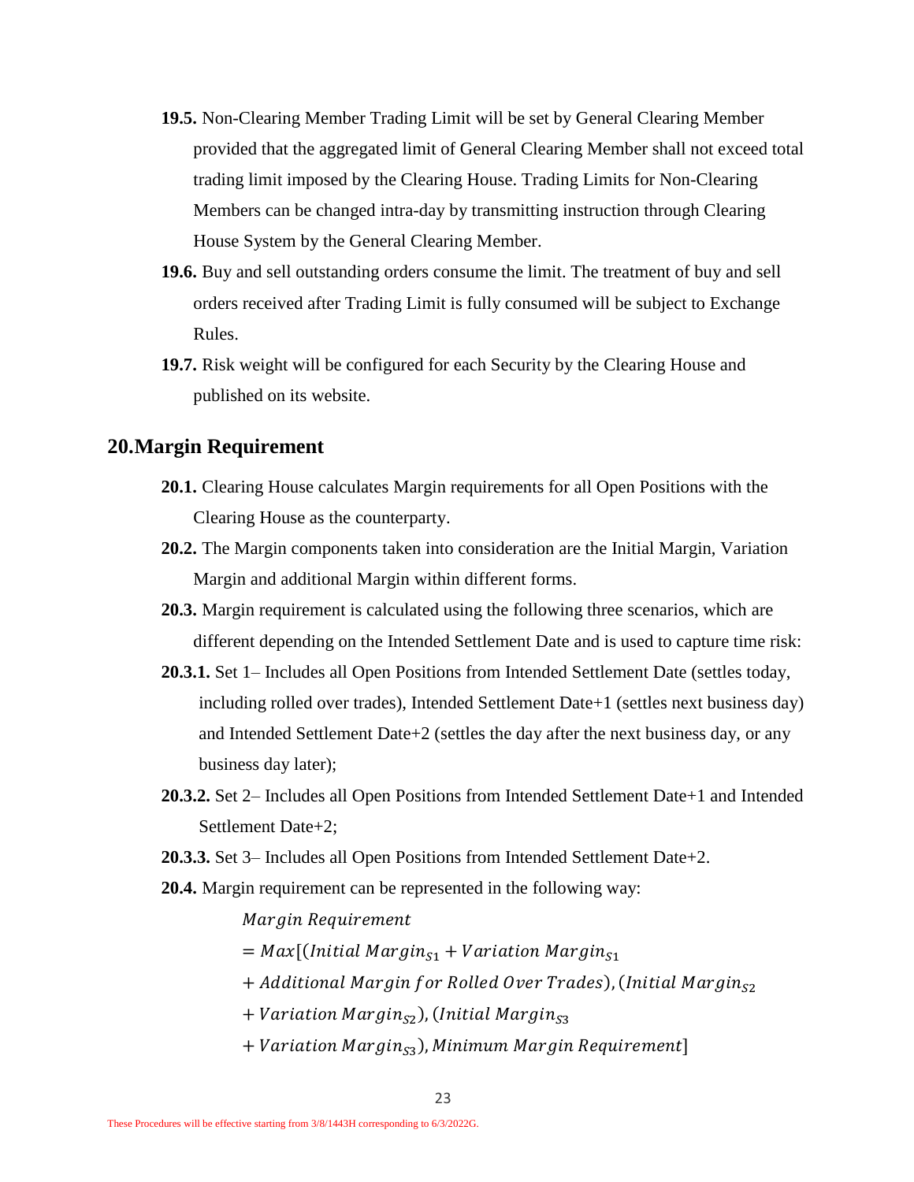**19.5.** Non-Clearing Member Trading Limit will be set by General Clearing Member provided that the aggregated limit of General Clearing Member shall not exceed total trading limit imposed by the Clearing House. Trading Limits for Non-Clearing Members can be changed intra-day by transmitting instruction through Clearing House System by the General Clearing Member.

**19.6.** Buy and sell outstanding orders consume the limit. The treatment of buy and sell orders received after Trading Limit is fully consumed will be subject to Exchange Rules.

**19.7.** Risk weight will be configured for each Security by the Clearing House and published on its website.

## 20. Margin Requirement

**20.1.** Clearing House calculates Margin requirements for all Open Positions with the Clearing House as the counterparty.

**20.2.** The Margin components taken into consideration are the Initial Margin, Variation Margin and additional Margin within different forms.

**20.3.** Margin requirement is calculated using the following three scenarios, which are different depending on the Intended Settlement Date and is used to capture time risk:

**20.3.1.** Set 1– Includes all Open Positions from Intended Settlement Date (settles today, including rolled over trades), Intended Settlement Date+1 (settles next business day) and Intended Settlement Date+2 (settles the day after the next business day, or any business day later);

**20.3.2.** Set 2– Includes all Open Positions from Intended Settlement Date+1 and Intended Settlement Date+2;

**20.3.3.** Set 3– Includes all Open Positions from Intended Settlement Date+2.

**20.4.** Margin requirement can be represented in the following way:

$$
\begin{aligned}
&\textit{Margin Requirement} \\
&= Max[(\textit{Initial Margin}_{S1} + \textit{Variation Margin}_{S1} \\
&+ \textit{Additional Margin for Rolled Over Trades}), (\textit{Initial Margin}_{S2} \\
&+ \textit{Variation Margin}_{S2}), (\textit{Initial Margin}_{S3} \\
&+ \textit{Variation Margin}_{S3}), \textit{Minimum Margin Requirement}]
\end{aligned}
$$

These Procedures will be effective starting from 3/8/1443H corresponding to 6/3/2022G.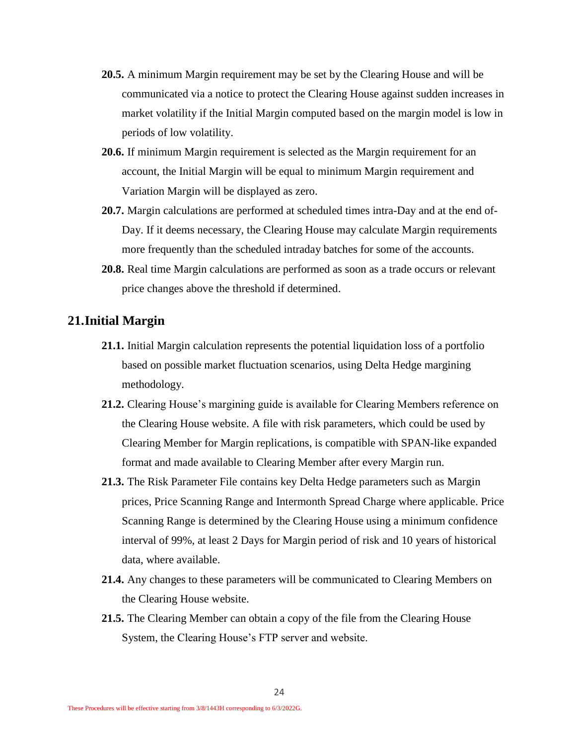**20.5.** A minimum Margin requirement may be set by the Clearing House and will be communicated via a notice to protect the Clearing House against sudden increases in market volatility if the Initial Margin computed based on the margin model is low in periods of low volatility.

**20.6.** If minimum Margin requirement is selected as the Margin requirement for an account, the Initial Margin will be equal to minimum Margin requirement and Variation Margin will be displayed as zero.

**20.7.** Margin calculations are performed at scheduled times intra-Day and at the end of-Day. If it deems necessary, the Clearing House may calculate Margin requirements more frequently than the scheduled intraday batches for some of the accounts.

**20.8.** Real time Margin calculations are performed as soon as a trade occurs or relevant price changes above the threshold if determined.

## 21. Initial Margin

**21.1.** Initial Margin calculation represents the potential liquidation loss of a portfolio based on possible market fluctuation scenarios, using Delta Hedge margining methodology.

**21.2.** Clearing House's margining guide is available for Clearing Members reference on the Clearing House website. A file with risk parameters, which could be used by Clearing Member for Margin replications, is compatible with SPAN-like expanded format and made available to Clearing Member after every Margin run.

**21.3.** The Risk Parameter File contains key Delta Hedge parameters such as Margin prices, Price Scanning Range and Intermonth Spread Charge where applicable. Price Scanning Range is determined by the Clearing House using a minimum confidence interval of 99%, at least 2 Days for Margin period of risk and 10 years of historical data, where available.

**21.4.** Any changes to these parameters will be communicated to Clearing Members on the Clearing House website.

**21.5.** The Clearing Member can obtain a copy of the file from the Clearing House System, the Clearing House's FTP server and website.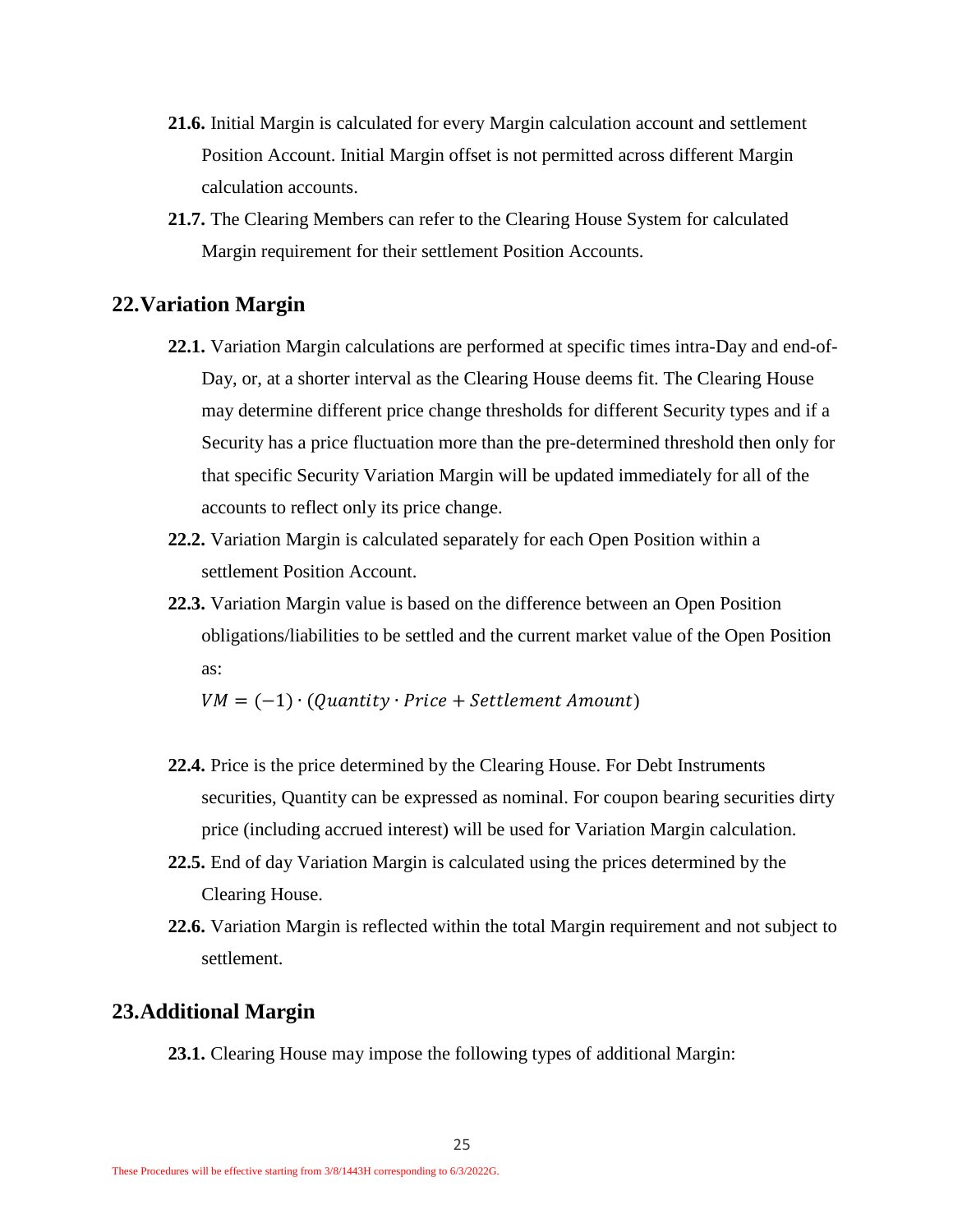**21.6.** Initial Margin is calculated for every Margin calculation account and settlement Position Account. Initial Margin offset is not permitted across different Margin calculation accounts.

**21.7.** The Clearing Members can refer to the Clearing House System for calculated Margin requirement for their settlement Position Accounts.

## 22. Variation Margin

**22.1.** Variation Margin calculations are performed at specific times intra-Day and end-of-Day, or, at a shorter interval as the Clearing House deems fit. The Clearing House may determine different price change thresholds for different Security types and if a Security has a price fluctuation more than the pre-determined threshold then only for that specific Security Variation Margin will be updated immediately for all of the accounts to reflect only its price change.

**22.2.** Variation Margin is calculated separately for each Open Position within a settlement Position Account.

**22.3.** Variation Margin value is based on the difference between an Open Position obligations/liabilities to be settled and the current market value of the Open Position as:

$$VM = (-1) \cdot (Quantity \cdot Price + Settlement\ Amount)$$

**22.4.** Price is the price determined by the Clearing House. For Debt Instruments securities, Quantity can be expressed as nominal. For coupon bearing securities dirty price (including accrued interest) will be used for Variation Margin calculation.

**22.5.** End of day Variation Margin is calculated using the prices determined by the Clearing House.

**22.6.** Variation Margin is reflected within the total Margin requirement and not subject to settlement.

## 23. Additional Margin

**23.1.** Clearing House may impose the following types of additional Margin: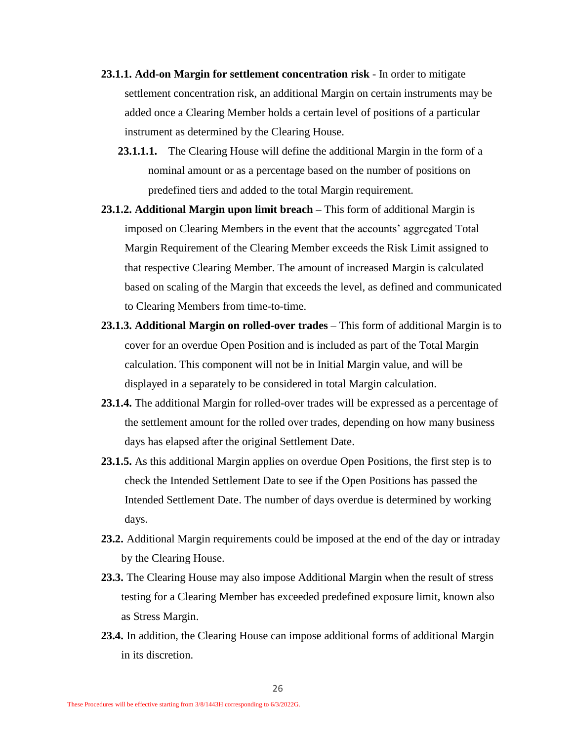**23.1.1. Add-on Margin for settlement concentration risk** - In order to mitigate settlement concentration risk, an additional Margin on certain instruments may be added once a Clearing Member holds a certain level of positions of a particular instrument as determined by the Clearing House.

**23.1.1.1.** The Clearing House will define the additional Margin in the form of a nominal amount or as a percentage based on the number of positions on predefined tiers and added to the total Margin requirement.

**23.1.2. Additional Margin upon limit breach –** This form of additional Margin is imposed on Clearing Members in the event that the accounts' aggregated Total Margin Requirement of the Clearing Member exceeds the Risk Limit assigned to that respective Clearing Member. The amount of increased Margin is calculated based on scaling of the Margin that exceeds the level, as defined and communicated to Clearing Members from time-to-time.

**23.1.3. Additional Margin on rolled-over trades** – This form of additional Margin is to cover for an overdue Open Position and is included as part of the Total Margin calculation. This component will not be in Initial Margin value, and will be displayed in a separately to be considered in total Margin calculation.

**23.1.4.** The additional Margin for rolled-over trades will be expressed as a percentage of the settlement amount for the rolled over trades, depending on how many business days has elapsed after the original Settlement Date.

**23.1.5.** As this additional Margin applies on overdue Open Positions, the first step is to check the Intended Settlement Date to see if the Open Positions has passed the Intended Settlement Date. The number of days overdue is determined by working days.

**23.2.** Additional Margin requirements could be imposed at the end of the day or intraday by the Clearing House.

**23.3.** The Clearing House may also impose Additional Margin when the result of stress testing for a Clearing Member has exceeded predefined exposure limit, known also as Stress Margin.

**23.4.** In addition, the Clearing House can impose additional forms of additional Margin in its discretion.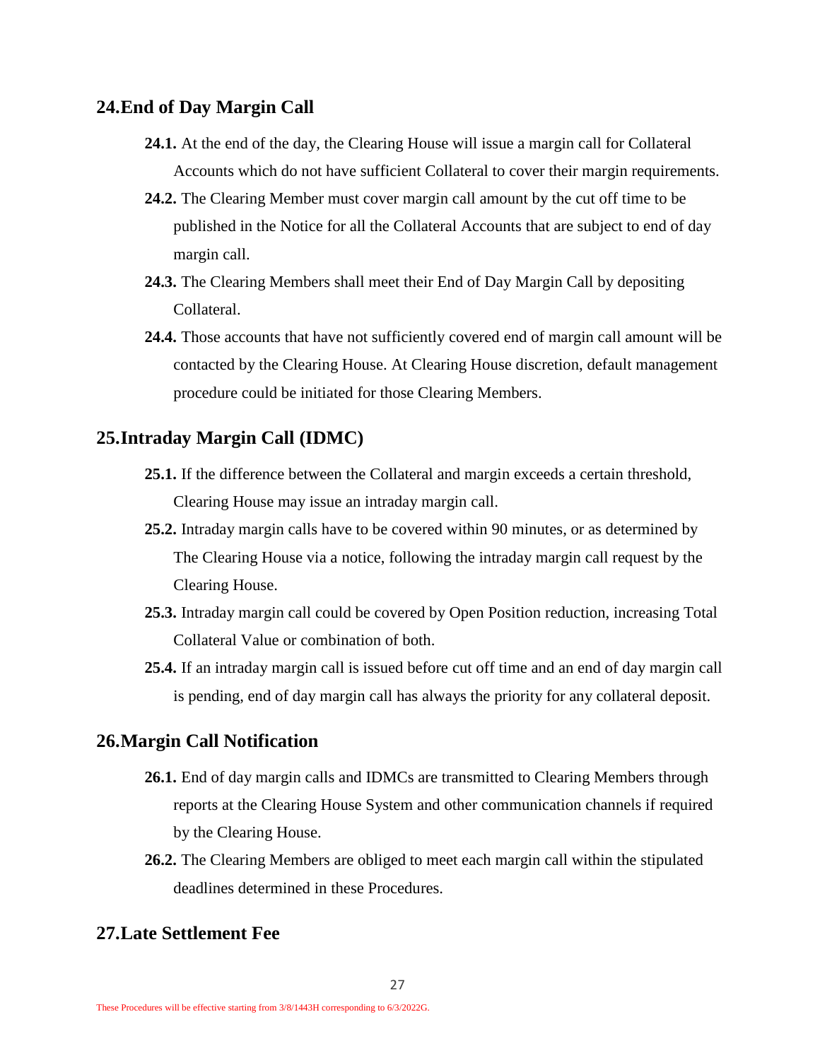## 24. End of Day Margin Call

**24.1.** At the end of the day, the Clearing House will issue a margin call for Collateral Accounts which do not have sufficient Collateral to cover their margin requirements.

**24.2.** The Clearing Member must cover margin call amount by the cut off time to be published in the Notice for all the Collateral Accounts that are subject to end of day margin call.

**24.3.** The Clearing Members shall meet their End of Day Margin Call by depositing Collateral.

**24.4.** Those accounts that have not sufficiently covered end of margin call amount will be contacted by the Clearing House. At Clearing House discretion, default management procedure could be initiated for those Clearing Members.

## 25. Intraday Margin Call (IDMC)

**25.1.** If the difference between the Collateral and margin exceeds a certain threshold, Clearing House may issue an intraday margin call.

**25.2.** Intraday margin calls have to be covered within 90 minutes, or as determined by The Clearing House via a notice, following the intraday margin call request by the Clearing House.

**25.3.** Intraday margin call could be covered by Open Position reduction, increasing Total Collateral Value or combination of both.

**25.4.** If an intraday margin call is issued before cut off time and an end of day margin call is pending, end of day margin call has always the priority for any collateral deposit.

## 26. Margin Call Notification

**26.1.** End of day margin calls and IDMCs are transmitted to Clearing Members through reports at the Clearing House System and other communication channels if required by the Clearing House.

**26.2.** The Clearing Members are obliged to meet each margin call within the stipulated deadlines determined in these Procedures.

## 27. Late Settlement Fee

These Procedures will be effective starting from 3/8/1443H corresponding to 6/3/2022G.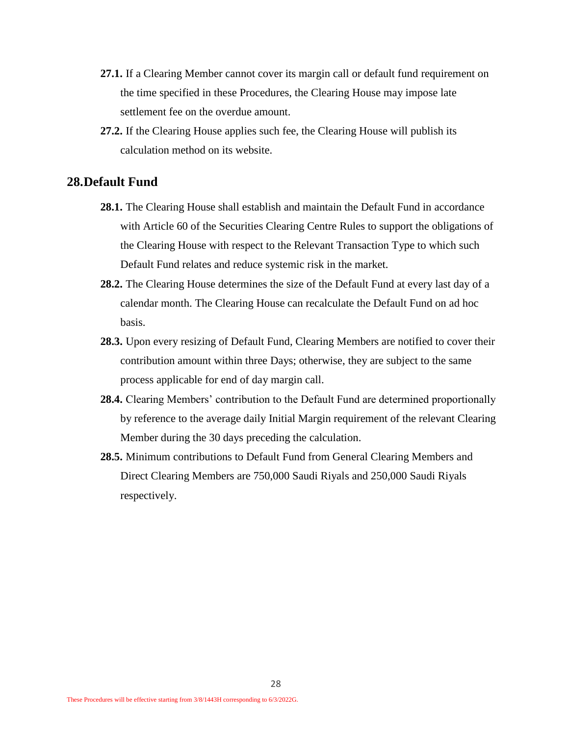**27.1.** If a Clearing Member cannot cover its margin call or default fund requirement on the time specified in these Procedures, the Clearing House may impose late settlement fee on the overdue amount.

**27.2.** If the Clearing House applies such fee, the Clearing House will publish its calculation method on its website.

## 28. Default Fund

**28.1.** The Clearing House shall establish and maintain the Default Fund in accordance with Article 60 of the Securities Clearing Centre Rules to support the obligations of the Clearing House with respect to the Relevant Transaction Type to which such Default Fund relates and reduce systemic risk in the market.

**28.2.** The Clearing House determines the size of the Default Fund at every last day of a calendar month. The Clearing House can recalculate the Default Fund on ad hoc basis.

**28.3.** Upon every resizing of Default Fund, Clearing Members are notified to cover their contribution amount within three Days; otherwise, they are subject to the same process applicable for end of day margin call.

**28.4.** Clearing Members' contribution to the Default Fund are determined proportionally by reference to the average daily Initial Margin requirement of the relevant Clearing Member during the 30 days preceding the calculation.

**28.5.** Minimum contributions to Default Fund from General Clearing Members and Direct Clearing Members are 750,000 Saudi Riyals and 250,000 Saudi Riyals respectively.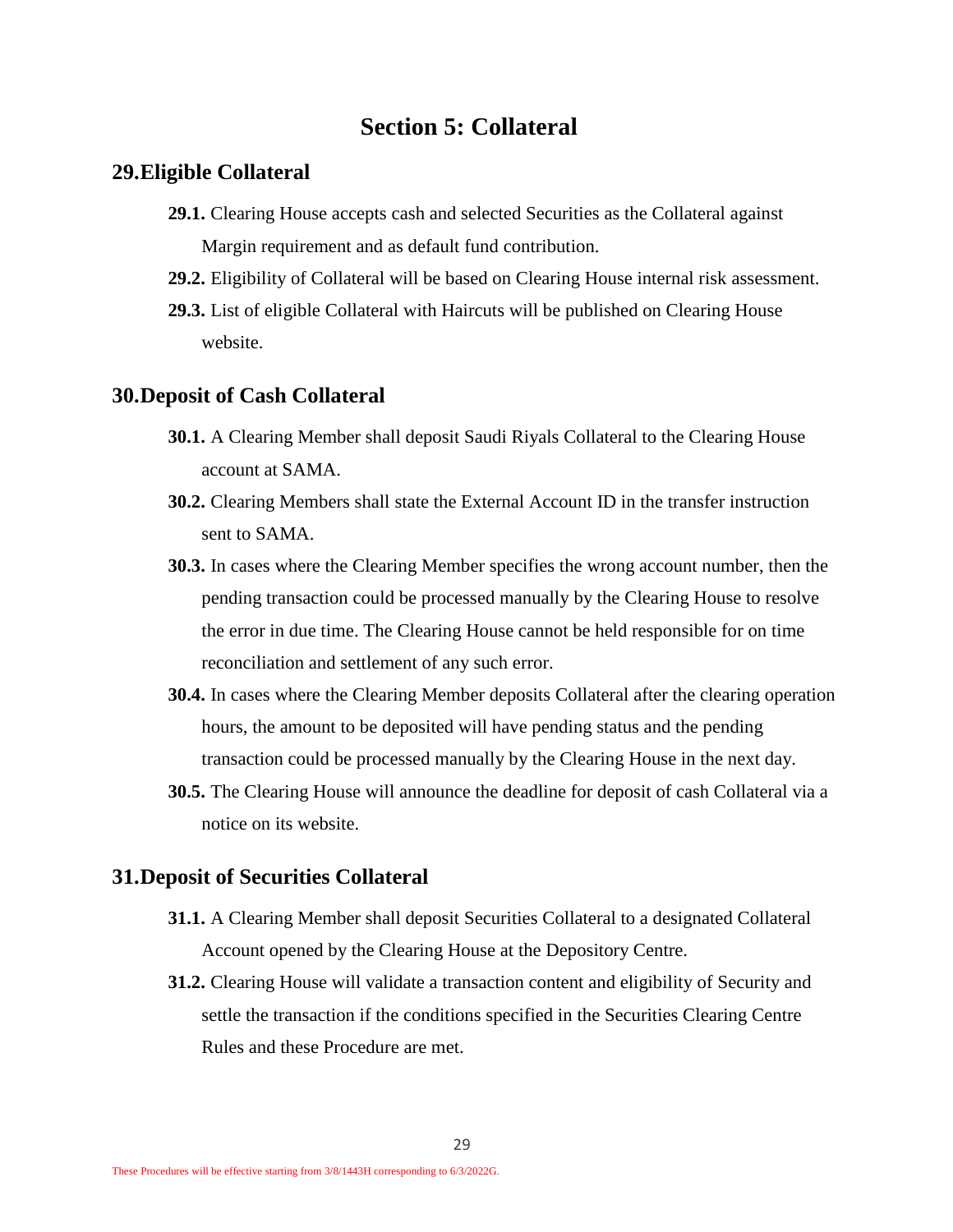# Section 5: Collateral

## 29. Eligible Collateral

**29.1.** Clearing House accepts cash and selected Securities as the Collateral against Margin requirement and as default fund contribution.

**29.2.** Eligibility of Collateral will be based on Clearing House internal risk assessment.

**29.3.** List of eligible Collateral with Haircuts will be published on Clearing House website.

## 30. Deposit of Cash Collateral

**30.1.** A Clearing Member shall deposit Saudi Riyals Collateral to the Clearing House account at SAMA.

**30.2.** Clearing Members shall state the External Account ID in the transfer instruction sent to SAMA.

**30.3.** In cases where the Clearing Member specifies the wrong account number, then the pending transaction could be processed manually by the Clearing House to resolve the error in due time. The Clearing House cannot be held responsible for on time reconciliation and settlement of any such error.

**30.4.** In cases where the Clearing Member deposits Collateral after the clearing operation hours, the amount to be deposited will have pending status and the pending transaction could be processed manually by the Clearing House in the next day.

**30.5.** The Clearing House will announce the deadline for deposit of cash Collateral via a notice on its website.

## 31. Deposit of Securities Collateral

**31.1.** A Clearing Member shall deposit Securities Collateral to a designated Collateral Account opened by the Clearing House at the Depository Centre.

**31.2.** Clearing House will validate a transaction content and eligibility of Security and settle the transaction if the conditions specified in the Securities Clearing Centre Rules and these Procedure are met.

These Procedures will be effective starting from 3/8/1443H corresponding to 6/3/2022G.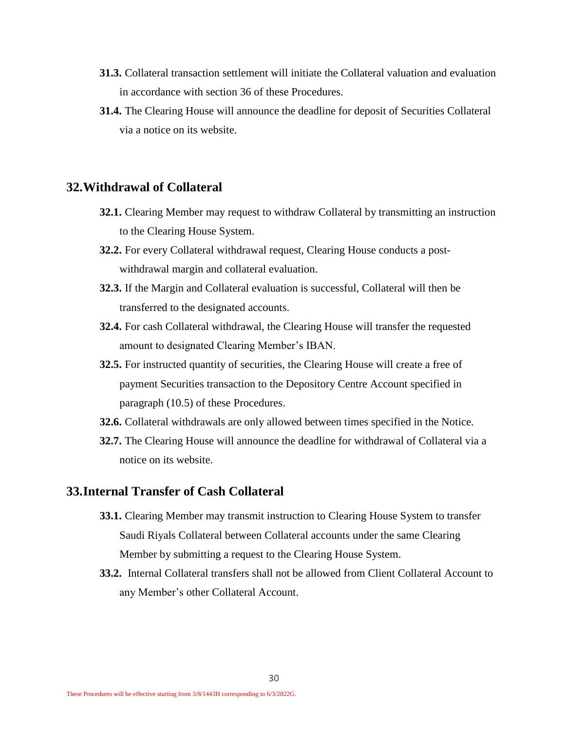**31.3.** Collateral transaction settlement will initiate the Collateral valuation and evaluation in accordance with section 36 of these Procedures.

**31.4.** The Clearing House will announce the deadline for deposit of Securities Collateral via a notice on its website.

## 32. Withdrawal of Collateral

**32.1.** Clearing Member may request to withdraw Collateral by transmitting an instruction to the Clearing House System.

**32.2.** For every Collateral withdrawal request, Clearing House conducts a post-withdrawal margin and collateral evaluation.

**32.3.** If the Margin and Collateral evaluation is successful, Collateral will then be transferred to the designated accounts.

**32.4.** For cash Collateral withdrawal, the Clearing House will transfer the requested amount to designated Clearing Member's IBAN.

**32.5.** For instructed quantity of securities, the Clearing House will create a free of payment Securities transaction to the Depository Centre Account specified in paragraph (10.5) of these Procedures.

**32.6.** Collateral withdrawals are only allowed between times specified in the Notice.

**32.7.** The Clearing House will announce the deadline for withdrawal of Collateral via a notice on its website.

## 33. Internal Transfer of Cash Collateral

**33.1.** Clearing Member may transmit instruction to Clearing House System to transfer Saudi Riyals Collateral between Collateral accounts under the same Clearing Member by submitting a request to the Clearing House System.

**33.2.** Internal Collateral transfers shall not be allowed from Client Collateral Account to any Member's other Collateral Account.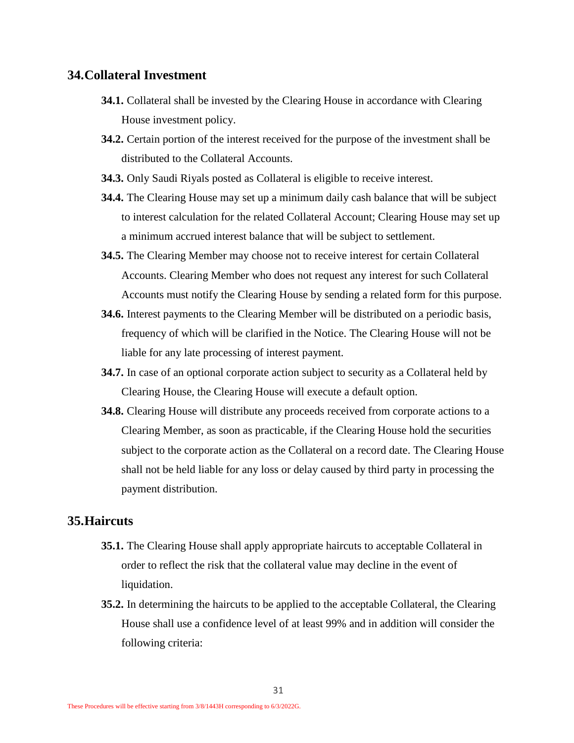## 34. Collateral Investment

**34.1.** Collateral shall be invested by the Clearing House in accordance with Clearing House investment policy.

**34.2.** Certain portion of the interest received for the purpose of the investment shall be distributed to the Collateral Accounts.

**34.3.** Only Saudi Riyals posted as Collateral is eligible to receive interest.

**34.4.** The Clearing House may set up a minimum daily cash balance that will be subject to interest calculation for the related Collateral Account; Clearing House may set up a minimum accrued interest balance that will be subject to settlement.

**34.5.** The Clearing Member may choose not to receive interest for certain Collateral Accounts. Clearing Member who does not request any interest for such Collateral Accounts must notify the Clearing House by sending a related form for this purpose.

**34.6.** Interest payments to the Clearing Member will be distributed on a periodic basis, frequency of which will be clarified in the Notice. The Clearing House will not be liable for any late processing of interest payment.

**34.7.** In case of an optional corporate action subject to security as a Collateral held by Clearing House, the Clearing House will execute a default option.

**34.8.** Clearing House will distribute any proceeds received from corporate actions to a Clearing Member, as soon as practicable, if the Clearing House hold the securities subject to the corporate action as the Collateral on a record date. The Clearing House shall not be held liable for any loss or delay caused by third party in processing the payment distribution.

## 35. Haircuts

**35.1.** The Clearing House shall apply appropriate haircuts to acceptable Collateral in order to reflect the risk that the collateral value may decline in the event of liquidation.

**35.2.** In determining the haircuts to be applied to the acceptable Collateral, the Clearing House shall use a confidence level of at least 99% and in addition will consider the following criteria:

These Procedures will be effective starting from 3/8/1443H corresponding to 6/3/2022G.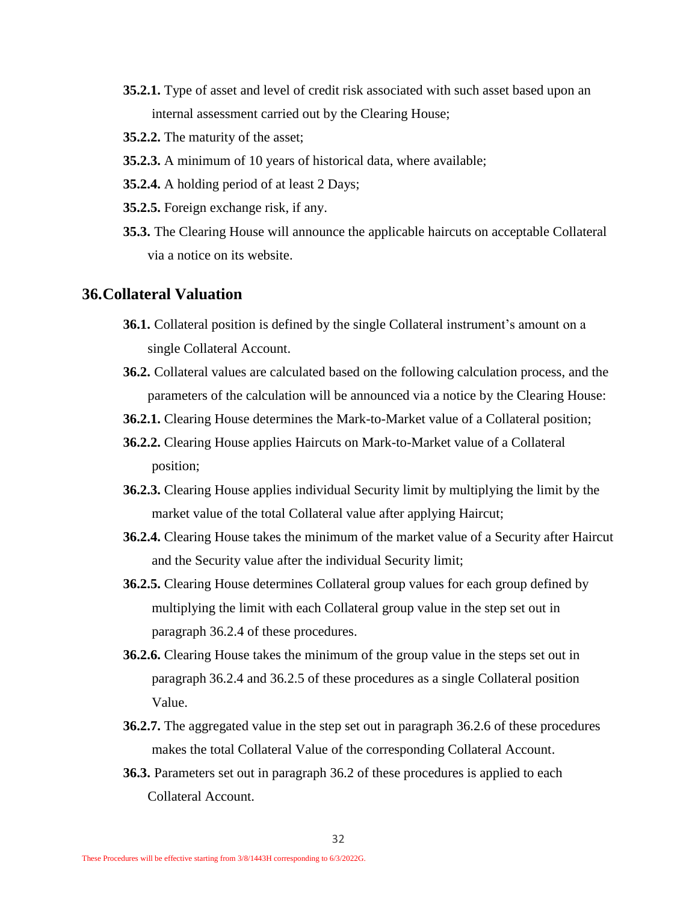**35.2.1.** Type of asset and level of credit risk associated with such asset based upon an internal assessment carried out by the Clearing House;

**35.2.2.** The maturity of the asset;

**35.2.3.** A minimum of 10 years of historical data, where available;

**35.2.4.** A holding period of at least 2 Days;

**35.2.5.** Foreign exchange risk, if any.

**35.3.** The Clearing House will announce the applicable haircuts on acceptable Collateral via a notice on its website.

## 36.Collateral Valuation

**36.1.** Collateral position is defined by the single Collateral instrument's amount on a single Collateral Account.

**36.2.** Collateral values are calculated based on the following calculation process, and the parameters of the calculation will be announced via a notice by the Clearing House:

**36.2.1.** Clearing House determines the Mark-to-Market value of a Collateral position;

**36.2.2.** Clearing House applies Haircuts on Mark-to-Market value of a Collateral position;

**36.2.3.** Clearing House applies individual Security limit by multiplying the limit by the market value of the total Collateral value after applying Haircut;

**36.2.4.** Clearing House takes the minimum of the market value of a Security after Haircut and the Security value after the individual Security limit;

**36.2.5.** Clearing House determines Collateral group values for each group defined by multiplying the limit with each Collateral group value in the step set out in paragraph 36.2.4 of these procedures.

**36.2.6.** Clearing House takes the minimum of the group value in the steps set out in paragraph 36.2.4 and 36.2.5 of these procedures as a single Collateral position Value.

**36.2.7.** The aggregated value in the step set out in paragraph 36.2.6 of these procedures makes the total Collateral Value of the corresponding Collateral Account.

**36.3.** Parameters set out in paragraph 36.2 of these procedures is applied to each Collateral Account.

These Procedures will be effective starting from 3/8/1443H corresponding to 6/3/2022G.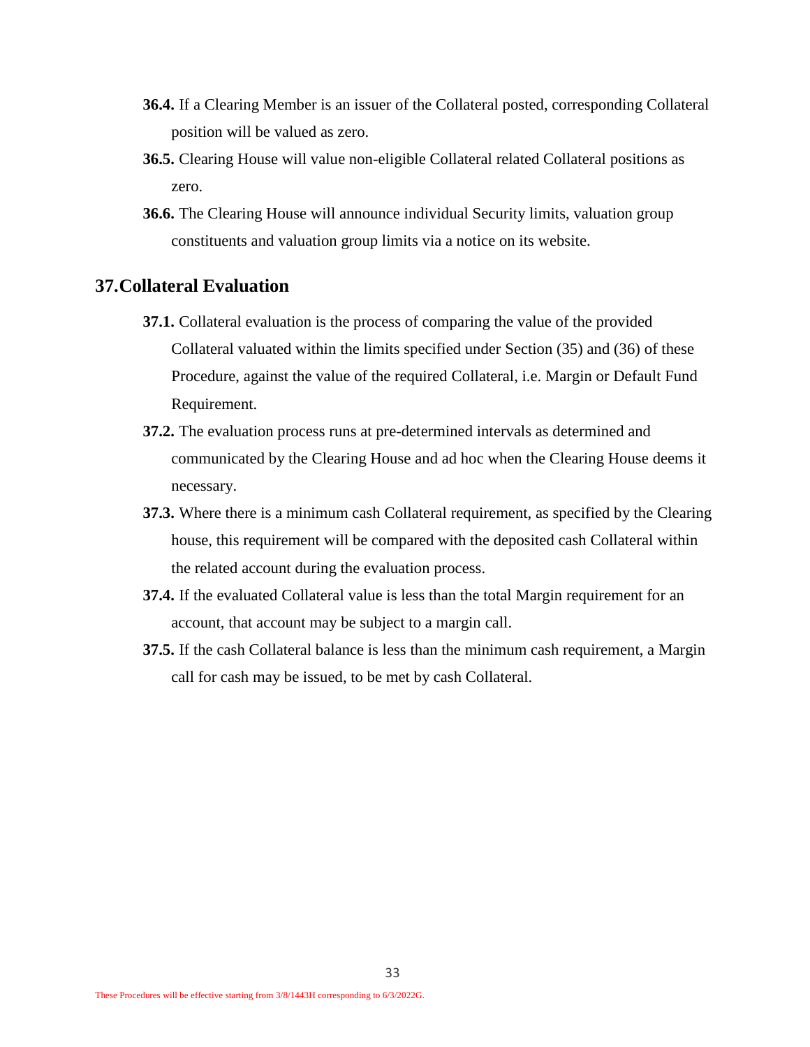**36.4.** If a Clearing Member is an issuer of the Collateral posted, corresponding Collateral position will be valued as zero.

**36.5.** Clearing House will value non-eligible Collateral related Collateral positions as zero.

**36.6.** The Clearing House will announce individual Security limits, valuation group constituents and valuation group limits via a notice on its website.

## 37. Collateral Evaluation

**37.1.** Collateral evaluation is the process of comparing the value of the provided Collateral valuated within the limits specified under Section (35) and (36) of these Procedure, against the value of the required Collateral, i.e. Margin or Default Fund Requirement.

**37.2.** The evaluation process runs at pre-determined intervals as determined and communicated by the Clearing House and ad hoc when the Clearing House deems it necessary.

**37.3.** Where there is a minimum cash Collateral requirement, as specified by the Clearing house, this requirement will be compared with the deposited cash Collateral within the related account during the evaluation process.

**37.4.** If the evaluated Collateral value is less than the total Margin requirement for an account, that account may be subject to a margin call.

**37.5.** If the cash Collateral balance is less than the minimum cash requirement, a Margin call for cash may be issued, to be met by cash Collateral.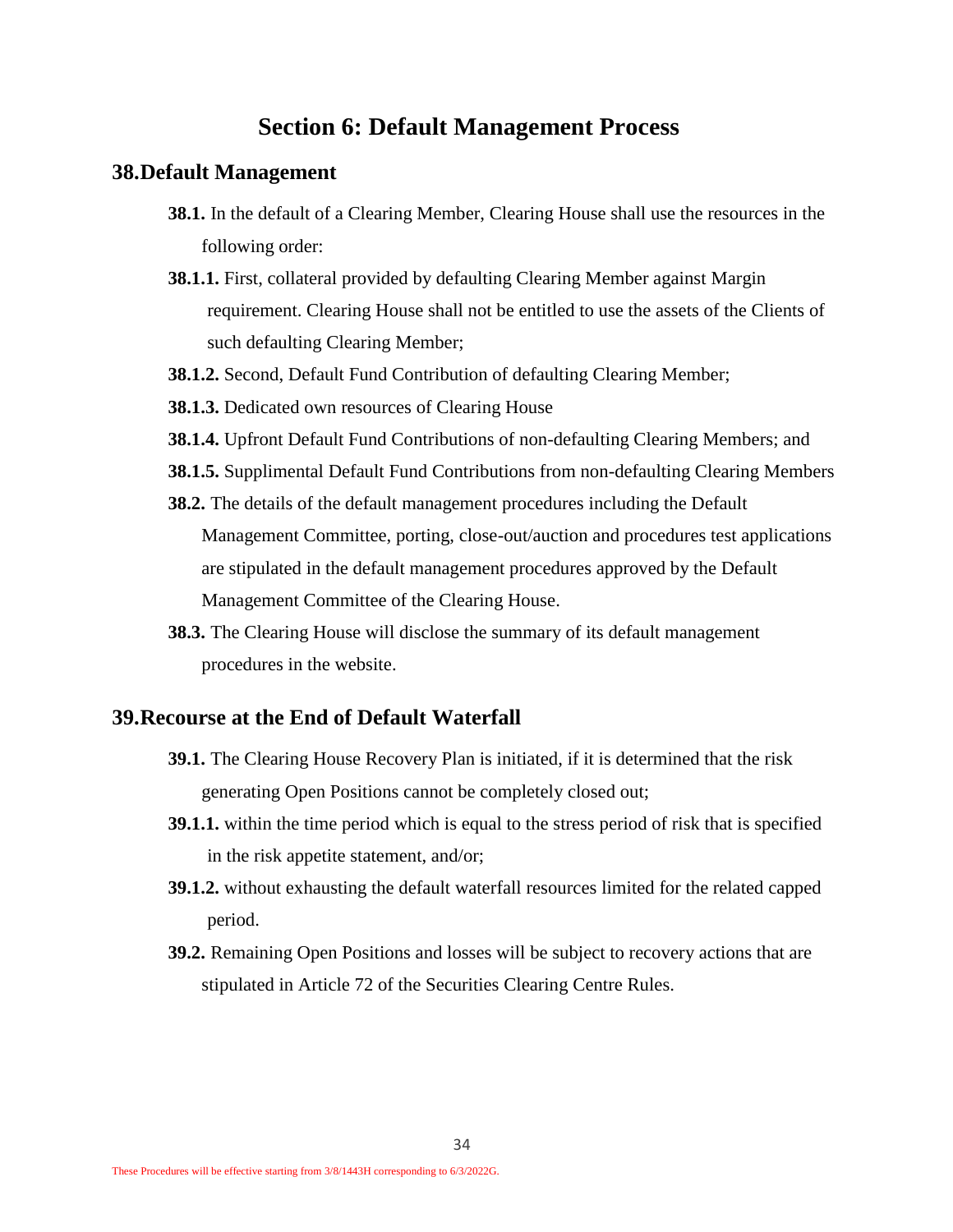# Section 6: Default Management Process

## 38.Default Management

**38.1.** In the default of a Clearing Member, Clearing House shall use the resources in the following order:

**38.1.1.** First, collateral provided by defaulting Clearing Member against Margin requirement. Clearing House shall not be entitled to use the assets of the Clients of such defaulting Clearing Member;

**38.1.2.** Second, Default Fund Contribution of defaulting Clearing Member;

**38.1.3.** Dedicated own resources of Clearing House

**38.1.4.** Upfront Default Fund Contributions of non-defaulting Clearing Members; and

**38.1.5.** Supplimental Default Fund Contributions from non-defaulting Clearing Members

**38.2.** The details of the default management procedures including the Default Management Committee, porting, close-out/auction and procedures test applications are stipulated in the default management procedures approved by the Default Management Committee of the Clearing House.

**38.3.** The Clearing House will disclose the summary of its default management procedures in the website.

## 39.Recourse at the End of Default Waterfall

**39.1.** The Clearing House Recovery Plan is initiated, if it is determined that the risk generating Open Positions cannot be completely closed out;

**39.1.1.** within the time period which is equal to the stress period of risk that is specified in the risk appetite statement, and/or;

**39.1.2.** without exhausting the default waterfall resources limited for the related capped period.

**39.2.** Remaining Open Positions and losses will be subject to recovery actions that are stipulated in Article 72 of the Securities Clearing Centre Rules.

These Procedures will be effective starting from 3/8/1443H corresponding to 6/3/2022G.